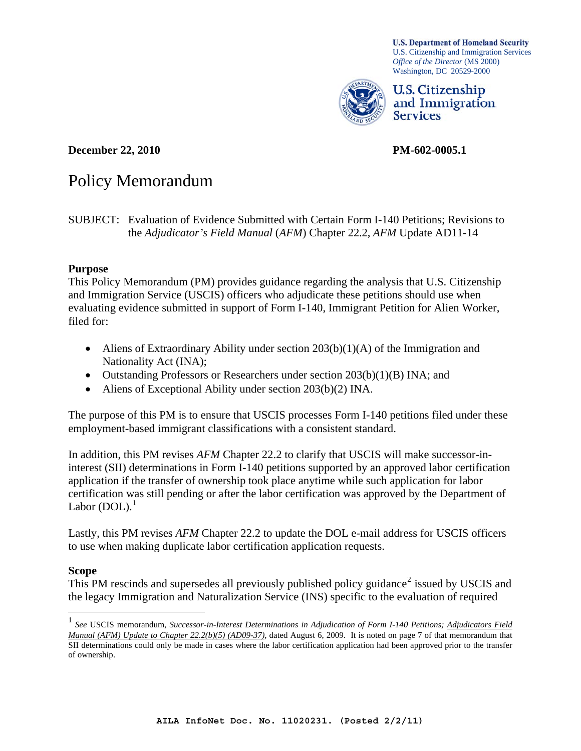**U.S. Department of Homeland Security**
U.S. Citizenship and Immigration Services
*Office of the Director* (MS 2000)
Washington, DC 20529-2000

**U.S. Citizenship and Immigration Services**

**December 22, 2010** **PM-602-0005.1**

# Policy Memorandum

SUBJECT: Evaluation of Evidence Submitted with Certain Form I-140 Petitions; Revisions to the *Adjudicator's Field Manual* (*AFM*) Chapter 22.2, *AFM* Update AD11-14

**Purpose**
This Policy Memorandum (PM) provides guidance regarding the analysis that U.S. Citizenship and Immigration Service (USCIS) officers who adjudicate these petitions should use when evaluating evidence submitted in support of Form I-140, Immigrant Petition for Alien Worker, filed for:

- Aliens of Extraordinary Ability under section 203(b)(1)(A) of the Immigration and Nationality Act (INA);
- Outstanding Professors or Researchers under section 203(b)(1)(B) INA; and
- Aliens of Exceptional Ability under section 203(b)(2) INA.

The purpose of this PM is to ensure that USCIS processes Form I-140 petitions filed under these employment-based immigrant classifications with a consistent standard.

In addition, this PM revises *AFM* Chapter 22.2 to clarify that USCIS will make successor-in-interest (SII) determinations in Form I-140 petitions supported by an approved labor certification application if the transfer of ownership took place anytime while such application for labor certification was still pending or after the labor certification was approved by the Department of Labor (DOL).[1]

Lastly, this PM revises *AFM* Chapter 22.2 to update the DOL e-mail address for USCIS officers to use when making duplicate labor certification application requests.

**Scope**
This PM rescinds and supersedes all previously published policy guidance[2] issued by USCIS and the legacy Immigration and Naturalization Service (INS) specific to the evaluation of required

[1] *See* USCIS memorandum, *Successor-in-Interest Determinations in Adjudication of Form I-140 Petitions; Adjudicators Field Manual (AFM) Update to Chapter 22.2(b)(5) (AD09-37)*, dated August 6, 2009. It is noted on page 7 of that memorandum that SII determinations could only be made in cases where the labor certification application had been approved prior to the transfer of ownership.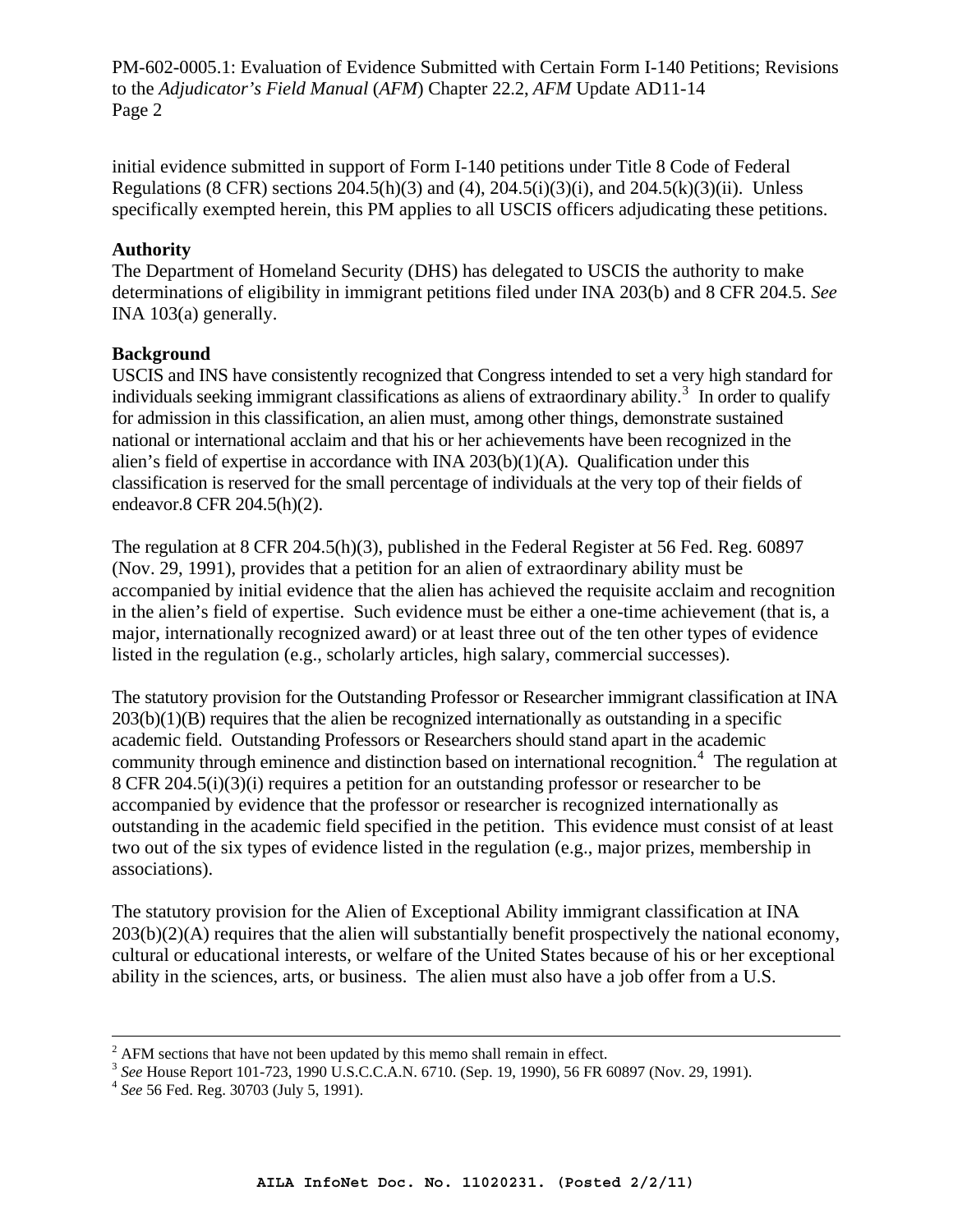initial evidence submitted in support of Form I-140 petitions under Title 8 Code of Federal Regulations (8 CFR) sections 204.5(h)(3) and (4), 204.5(i)(3)(i), and 204.5(k)(3)(ii). Unless specifically exempted herein, this PM applies to all USCIS officers adjudicating these petitions.

**Authority**

The Department of Homeland Security (DHS) has delegated to USCIS the authority to make determinations of eligibility in immigrant petitions filed under INA 203(b) and 8 CFR 204.5. *See* INA 103(a) generally.

**Background**

USCIS and INS have consistently recognized that Congress intended to set a very high standard for individuals seeking immigrant classifications as aliens of extraordinary ability.[3] In order to qualify for admission in this classification, an alien must, among other things, demonstrate sustained national or international acclaim and that his or her achievements have been recognized in the alien's field of expertise in accordance with INA 203(b)(1)(A). Qualification under this classification is reserved for the small percentage of individuals at the very top of their fields of endeavor.8 CFR 204.5(h)(2).

The regulation at 8 CFR 204.5(h)(3), published in the Federal Register at 56 Fed. Reg. 60897 (Nov. 29, 1991), provides that a petition for an alien of extraordinary ability must be accompanied by initial evidence that the alien has achieved the requisite acclaim and recognition in the alien's field of expertise. Such evidence must be either a one-time achievement (that is, a major, internationally recognized award) or at least three out of the ten other types of evidence listed in the regulation (e.g., scholarly articles, high salary, commercial successes).

The statutory provision for the Outstanding Professor or Researcher immigrant classification at INA 203(b)(1)(B) requires that the alien be recognized internationally as outstanding in a specific academic field. Outstanding Professors or Researchers should stand apart in the academic community through eminence and distinction based on international recognition.[4] The regulation at 8 CFR 204.5(i)(3)(i) requires a petition for an outstanding professor or researcher to be accompanied by evidence that the professor or researcher is recognized internationally as outstanding in the academic field specified in the petition. This evidence must consist of at least two out of the six types of evidence listed in the regulation (e.g., major prizes, membership in associations).

The statutory provision for the Alien of Exceptional Ability immigrant classification at INA 203(b)(2)(A) requires that the alien will substantially benefit prospectively the national economy, cultural or educational interests, or welfare of the United States because of his or her exceptional ability in the sciences, arts, or business. The alien must also have a job offer from a U.S.

---

[2] AFM sections that have not been updated by this memo shall remain in effect.

[3] *See* House Report 101-723, 1990 U.S.C.C.A.N. 6710. (Sep. 19, 1990), 56 FR 60897 (Nov. 29, 1991).

[4] *See* 56 Fed. Reg. 30703 (July 5, 1991).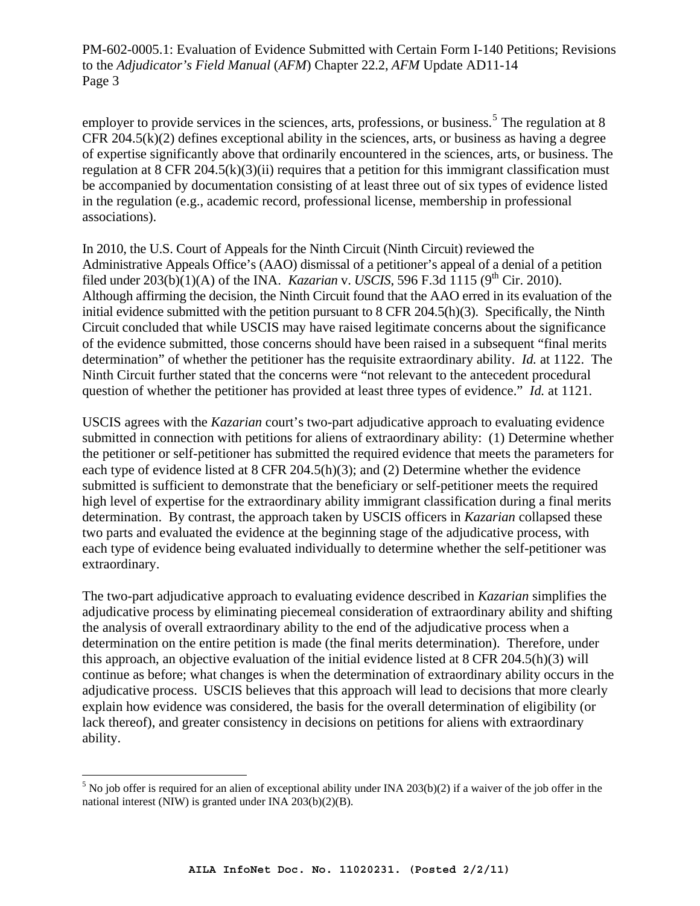employer to provide services in the sciences, arts, professions, or business.[5] The regulation at 8 CFR 204.5(k)(2) defines exceptional ability in the sciences, arts, or business as having a degree of expertise significantly above that ordinarily encountered in the sciences, arts, or business. The regulation at 8 CFR 204.5(k)(3)(ii) requires that a petition for this immigrant classification must be accompanied by documentation consisting of at least three out of six types of evidence listed in the regulation (e.g., academic record, professional license, membership in professional associations).

In 2010, the U.S. Court of Appeals for the Ninth Circuit (Ninth Circuit) reviewed the Administrative Appeals Office's (AAO) dismissal of a petitioner's appeal of a denial of a petition filed under 203(b)(1)(A) of the INA. *Kazarian* v. *USCIS*, 596 F.3d 1115 (9th Cir. 2010). Although affirming the decision, the Ninth Circuit found that the AAO erred in its evaluation of the initial evidence submitted with the petition pursuant to 8 CFR 204.5(h)(3). Specifically, the Ninth Circuit concluded that while USCIS may have raised legitimate concerns about the significance of the evidence submitted, those concerns should have been raised in a subsequent "final merits determination" of whether the petitioner has the requisite extraordinary ability. *Id.* at 1122. The Ninth Circuit further stated that the concerns were "not relevant to the antecedent procedural question of whether the petitioner has provided at least three types of evidence." *Id.* at 1121.

USCIS agrees with the *Kazarian* court's two-part adjudicative approach to evaluating evidence submitted in connection with petitions for aliens of extraordinary ability: (1) Determine whether the petitioner or self-petitioner has submitted the required evidence that meets the parameters for each type of evidence listed at 8 CFR 204.5(h)(3); and (2) Determine whether the evidence submitted is sufficient to demonstrate that the beneficiary or self-petitioner meets the required high level of expertise for the extraordinary ability immigrant classification during a final merits determination. By contrast, the approach taken by USCIS officers in *Kazarian* collapsed these two parts and evaluated the evidence at the beginning stage of the adjudicative process, with each type of evidence being evaluated individually to determine whether the self-petitioner was extraordinary.

The two-part adjudicative approach to evaluating evidence described in *Kazarian* simplifies the adjudicative process by eliminating piecemeal consideration of extraordinary ability and shifting the analysis of overall extraordinary ability to the end of the adjudicative process when a determination on the entire petition is made (the final merits determination). Therefore, under this approach, an objective evaluation of the initial evidence listed at 8 CFR 204.5(h)(3) will continue as before; what changes is when the determination of extraordinary ability occurs in the adjudicative process. USCIS believes that this approach will lead to decisions that more clearly explain how evidence was considered, the basis for the overall determination of eligibility (or lack thereof), and greater consistency in decisions on petitions for aliens with extraordinary ability.

[5] No job offer is required for an alien of exceptional ability under INA 203(b)(2) if a waiver of the job offer in the national interest (NIW) is granted under INA 203(b)(2)(B).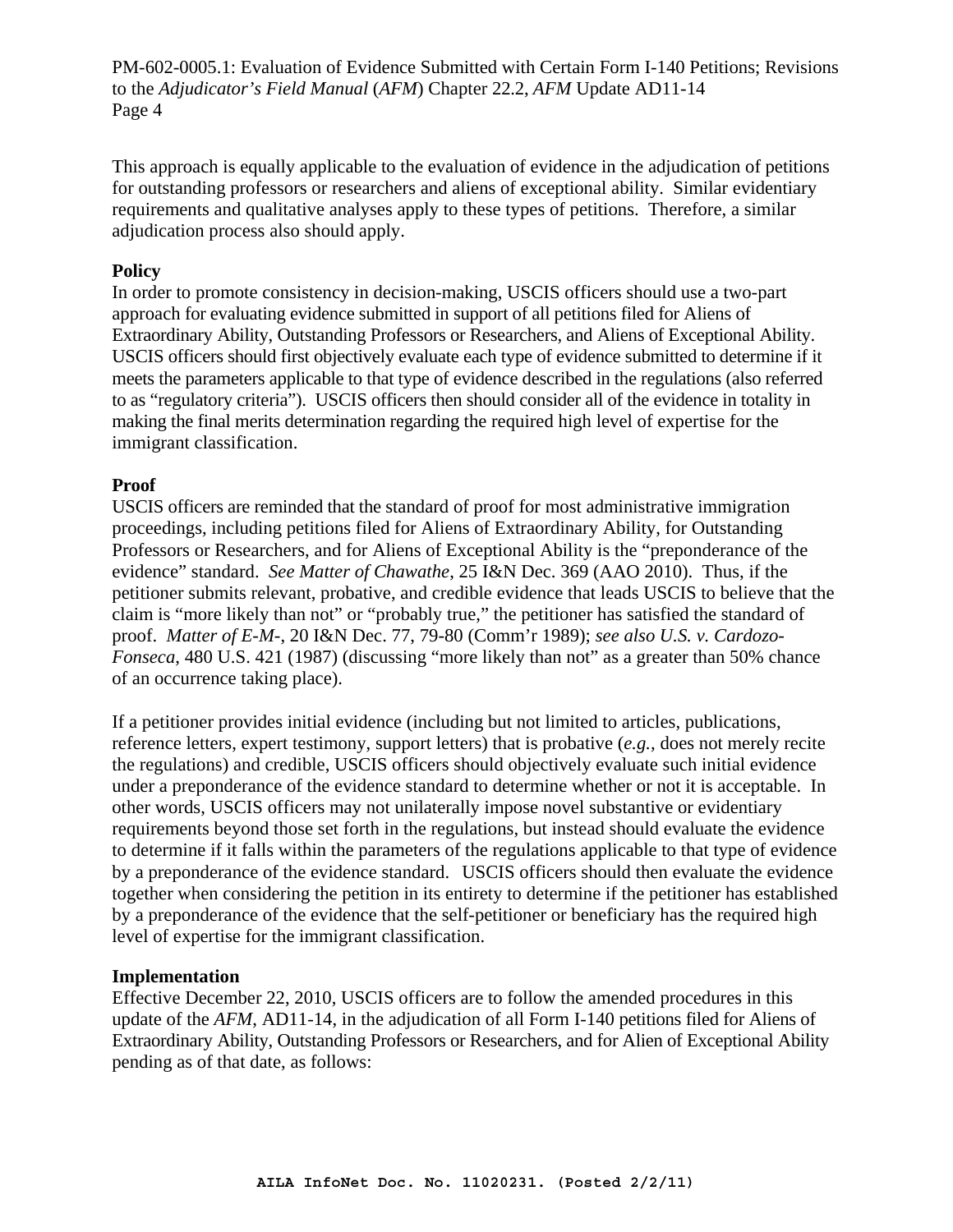This approach is equally applicable to the evaluation of evidence in the adjudication of petitions for outstanding professors or researchers and aliens of exceptional ability. Similar evidentiary requirements and qualitative analyses apply to these types of petitions. Therefore, a similar adjudication process also should apply.

**Policy**

In order to promote consistency in decision-making, USCIS officers should use a two-part approach for evaluating evidence submitted in support of all petitions filed for Aliens of Extraordinary Ability, Outstanding Professors or Researchers, and Aliens of Exceptional Ability. USCIS officers should first objectively evaluate each type of evidence submitted to determine if it meets the parameters applicable to that type of evidence described in the regulations (also referred to as "regulatory criteria"). USCIS officers then should consider all of the evidence in totality in making the final merits determination regarding the required high level of expertise for the immigrant classification.

**Proof**

USCIS officers are reminded that the standard of proof for most administrative immigration proceedings, including petitions filed for Aliens of Extraordinary Ability, for Outstanding Professors or Researchers, and for Aliens of Exceptional Ability is the "preponderance of the evidence" standard. *See Matter of Chawathe*, 25 I&N Dec. 369 (AAO 2010). Thus, if the petitioner submits relevant, probative, and credible evidence that leads USCIS to believe that the claim is "more likely than not" or "probably true," the petitioner has satisfied the standard of proof. *Matter of E-M-*, 20 I&N Dec. 77, 79-80 (Comm'r 1989); *see also U.S. v. Cardozo-Fonseca*, 480 U.S. 421 (1987) (discussing "more likely than not" as a greater than 50% chance of an occurrence taking place).

If a petitioner provides initial evidence (including but not limited to articles, publications, reference letters, expert testimony, support letters) that is probative (*e.g.*, does not merely recite the regulations) and credible, USCIS officers should objectively evaluate such initial evidence under a preponderance of the evidence standard to determine whether or not it is acceptable. In other words, USCIS officers may not unilaterally impose novel substantive or evidentiary requirements beyond those set forth in the regulations, but instead should evaluate the evidence to determine if it falls within the parameters of the regulations applicable to that type of evidence by a preponderance of the evidence standard. USCIS officers should then evaluate the evidence together when considering the petition in its entirety to determine if the petitioner has established by a preponderance of the evidence that the self-petitioner or beneficiary has the required high level of expertise for the immigrant classification.

**Implementation**

Effective December 22, 2010, USCIS officers are to follow the amended procedures in this update of the *AFM*, AD11-14, in the adjudication of all Form I-140 petitions filed for Aliens of Extraordinary Ability, Outstanding Professors or Researchers, and for Alien of Exceptional Ability pending as of that date, as follows: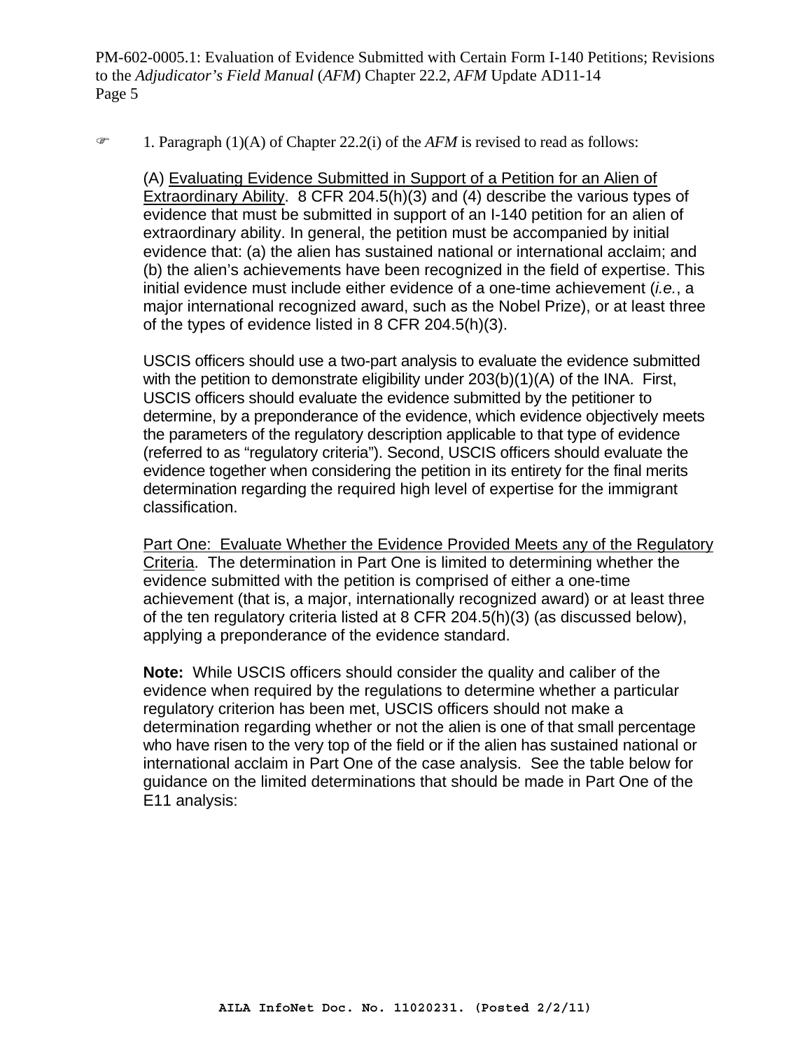☞ 1. Paragraph (1)(A) of Chapter 22.2(i) of the *AFM* is revised to read as follows:

(A) Evaluating Evidence Submitted in Support of a Petition for an Alien of Extraordinary Ability. 8 CFR 204.5(h)(3) and (4) describe the various types of evidence that must be submitted in support of an I-140 petition for an alien of extraordinary ability. In general, the petition must be accompanied by initial evidence that: (a) the alien has sustained national or international acclaim; and (b) the alien's achievements have been recognized in the field of expertise. This initial evidence must include either evidence of a one-time achievement (*i.e.*, a major international recognized award, such as the Nobel Prize), or at least three of the types of evidence listed in 8 CFR 204.5(h)(3).

USCIS officers should use a two-part analysis to evaluate the evidence submitted with the petition to demonstrate eligibility under 203(b)(1)(A) of the INA. First, USCIS officers should evaluate the evidence submitted by the petitioner to determine, by a preponderance of the evidence, which evidence objectively meets the parameters of the regulatory description applicable to that type of evidence (referred to as "regulatory criteria"). Second, USCIS officers should evaluate the evidence together when considering the petition in its entirety for the final merits determination regarding the required high level of expertise for the immigrant classification.

Part One: Evaluate Whether the Evidence Provided Meets any of the Regulatory Criteria. The determination in Part One is limited to determining whether the evidence submitted with the petition is comprised of either a one-time achievement (that is, a major, internationally recognized award) or at least three of the ten regulatory criteria listed at 8 CFR 204.5(h)(3) (as discussed below), applying a preponderance of the evidence standard.

**Note:** While USCIS officers should consider the quality and caliber of the evidence when required by the regulations to determine whether a particular regulatory criterion has been met, USCIS officers should not make a determination regarding whether or not the alien is one of that small percentage who have risen to the very top of the field or if the alien has sustained national or international acclaim in Part One of the case analysis. See the table below for guidance on the limited determinations that should be made in Part One of the E11 analysis: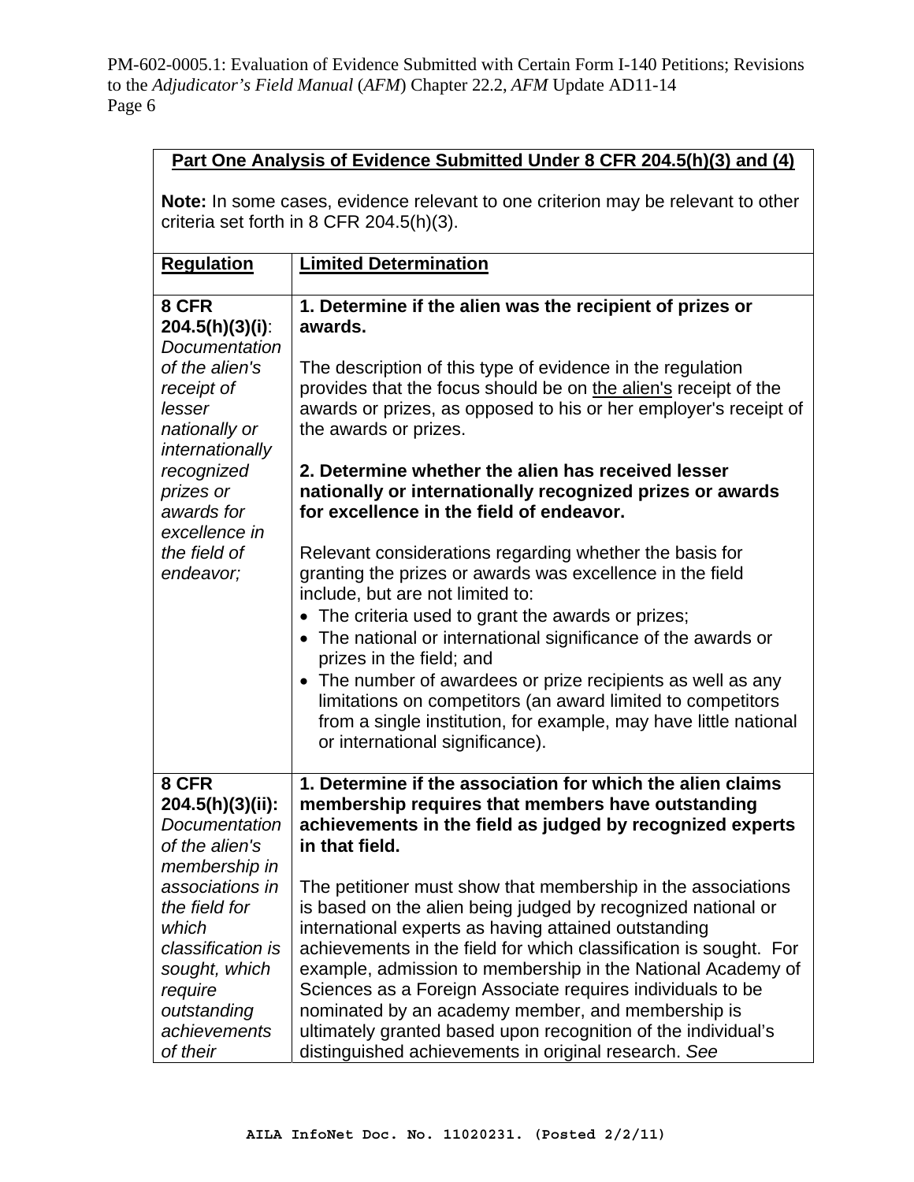| **Part One Analysis of Evidence Submitted Under 8 CFR 204.5(h)(3) and (4)** | |
|---|---|
| **Note:** In some cases, evidence relevant to one criterion may be relevant to other criteria set forth in 8 CFR 204.5(h)(3). | |
| **Regulation** | **Limited Determination** |
| **8 CFR 204.5(h)(3)(i)**: *Documentation of the alien's receipt of lesser nationally or internationally recognized prizes or awards for excellence in the field of endeavor;* | **1. Determine if the alien was the recipient of prizes or awards.**<br><br>The description of this type of evidence in the regulation provides that the focus should be on the alien's receipt of the awards or prizes, as opposed to his or her employer's receipt of the awards or prizes.<br><br>**2. Determine whether the alien has received lesser nationally or internationally recognized prizes or awards for excellence in the field of endeavor.**<br><br>Relevant considerations regarding whether the basis for granting the prizes or awards was excellence in the field include, but are not limited to:<br>• The criteria used to grant the awards or prizes;<br>• The national or international significance of the awards or prizes in the field; and<br>• The number of awardees or prize recipients as well as any limitations on competitors (an award limited to competitors from a single institution, for example, may have little national or international significance). |
| **8 CFR 204.5(h)(3)(ii)**: *Documentation of the alien's membership in associations in the field for which classification is sought, which require outstanding achievements of their* | **1. Determine if the association for which the alien claims membership requires that members have outstanding achievements in the field as judged by recognized experts in that field.**<br><br>The petitioner must show that membership in the associations is based on the alien being judged by recognized national or international experts as having attained outstanding achievements in the field for which classification is sought. For example, admission to membership in the National Academy of Sciences as a Foreign Associate requires individuals to be nominated by an academy member, and membership is ultimately granted based upon recognition of the individual's distinguished achievements in original research. *See* |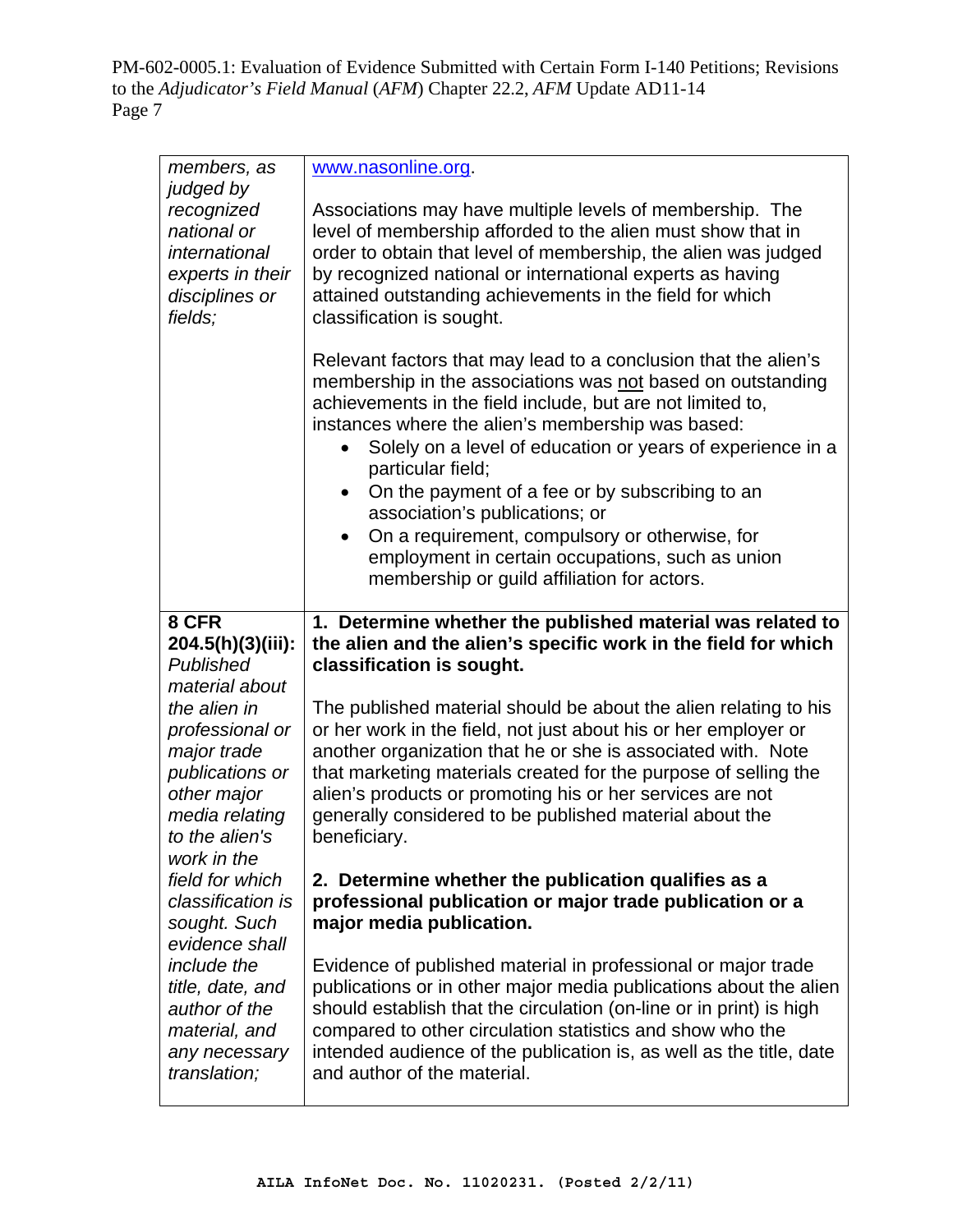| | |
|---|---|
| *members, as judged by recognized national or international experts in their disciplines or fields;* | www.nasonline.org.<br><br>Associations may have multiple levels of membership. The level of membership afforded to the alien must show that in order to obtain that level of membership, the alien was judged by recognized national or international experts as having attained outstanding achievements in the field for which classification is sought.<br><br>Relevant factors that may lead to a conclusion that the alien's membership in the associations was not based on outstanding achievements in the field include, but are not limited to, instances where the alien's membership was based:<br>• Solely on a level of education or years of experience in a particular field;<br>• On the payment of a fee or by subscribing to an association's publications; or<br>• On a requirement, compulsory or otherwise, for employment in certain occupations, such as union membership or guild affiliation for actors. |
| **8 CFR 204.5(h)(3)(iii):** *Published material about the alien in professional or major trade publications or other major media relating to the alien's work in the field for which classification is sought. Such evidence shall include the title, date, and author of the material, and any necessary translation;* | **1. Determine whether the published material was related to the alien and the alien's specific work in the field for which classification is sought.**<br><br>The published material should be about the alien relating to his or her work in the field, not just about his or her employer or another organization that he or she is associated with. Note that marketing materials created for the purpose of selling the alien's products or promoting his or her services are not generally considered to be published material about the beneficiary.<br><br>**2. Determine whether the publication qualifies as a professional publication or major trade publication or a major media publication.**<br><br>Evidence of published material in professional or major trade publications or in other major media publications about the alien should establish that the circulation (on-line or in print) is high compared to other circulation statistics and show who the intended audience of the publication is, as well as the title, date and author of the material. |

AILA InfoNet Doc. No. 11020231. (Posted 2/2/11)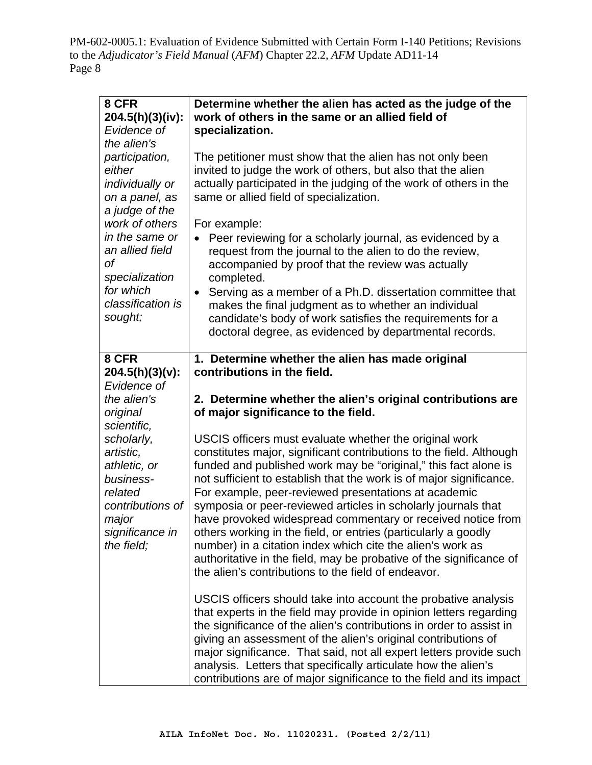| **8 CFR 204.5(h)(3)(iv):** *Evidence of the alien's participation, either individually or on a panel, as a judge of the work of others in the same or an allied field of specialization for which classification is sought;* | **Determine whether the alien has acted as the judge of the work of others in the same or an allied field of specialization.**<br><br>The petitioner must show that the alien has not only been invited to judge the work of others, but also that the alien actually participated in the judging of the work of others in the same or allied field of specialization.<br><br>For example:<br>• Peer reviewing for a scholarly journal, as evidenced by a request from the journal to the alien to do the review, accompanied by proof that the review was actually completed.<br>• Serving as a member of a Ph.D. dissertation committee that makes the final judgment as to whether an individual candidate's body of work satisfies the requirements for a doctoral degree, as evidenced by departmental records. |
|---|---|
| **8 CFR 204.5(h)(3)(v):** *Evidence of the alien's original scientific, scholarly, artistic, athletic, or business-related contributions of major significance in the field;* | **1. Determine whether the alien has made original contributions in the field.**<br><br>**2. Determine whether the alien's original contributions are of major significance to the field.**<br><br>USCIS officers must evaluate whether the original work constitutes major, significant contributions to the field. Although funded and published work may be "original," this fact alone is not sufficient to establish that the work is of major significance. For example, peer-reviewed presentations at academic symposia or peer-reviewed articles in scholarly journals that have provoked widespread commentary or received notice from others working in the field, or entries (particularly a goodly number) in a citation index which cite the alien's work as authoritative in the field, may be probative of the significance of the alien's contributions to the field of endeavor.<br><br>USCIS officers should take into account the probative analysis that experts in the field may provide in opinion letters regarding the significance of the alien's contributions in order to assist in giving an assessment of the alien's original contributions of major significance. That said, not all expert letters provide such analysis. Letters that specifically articulate how the alien's contributions are of major significance to the field and its impact |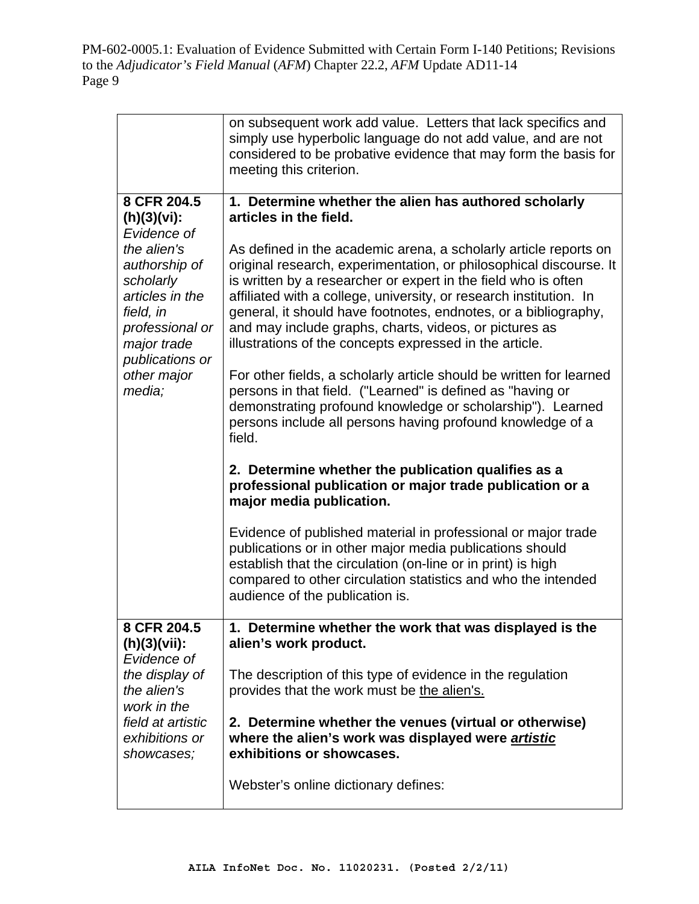| | |
|---|---|
| | on subsequent work add value. Letters that lack specifics and simply use hyperbolic language do not add value, and are not considered to be probative evidence that may form the basis for meeting this criterion. |
| **8 CFR 204.5 (h)(3)(vi):** *Evidence of the alien's authorship of scholarly articles in the field, in professional or major trade publications or other major media;* | **1. Determine whether the alien has authored scholarly articles in the field.**<br><br>As defined in the academic arena, a scholarly article reports on original research, experimentation, or philosophical discourse. It is written by a researcher or expert in the field who is often affiliated with a college, university, or research institution. In general, it should have footnotes, endnotes, or a bibliography, and may include graphs, charts, videos, or pictures as illustrations of the concepts expressed in the article.<br><br>For other fields, a scholarly article should be written for learned persons in that field. ("Learned" is defined as "having or demonstrating profound knowledge or scholarship"). Learned persons include all persons having profound knowledge of a field.<br><br>**2. Determine whether the publication qualifies as a professional publication or major trade publication or a major media publication.**<br><br>Evidence of published material in professional or major trade publications or in other major media publications should establish that the circulation (on-line or in print) is high compared to other circulation statistics and who the intended audience of the publication is. |
| **8 CFR 204.5 (h)(3)(vii):** *Evidence of the display of the alien's work in the field at artistic exhibitions or showcases;* | **1. Determine whether the work that was displayed is the alien's work product.**<br><br>The description of this type of evidence in the regulation provides that the work must be <u>the alien's.</u><br><br>**2. Determine whether the venues (virtual or otherwise) where the alien's work was displayed were <u>*artistic*</u> exhibitions or showcases.**<br><br>Webster's online dictionary defines: |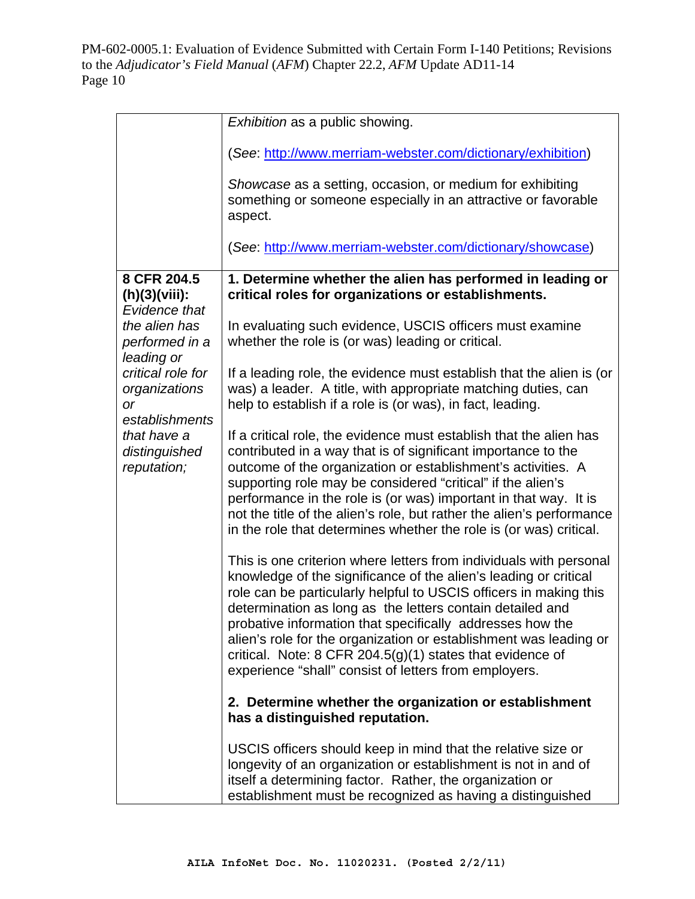| | |
|---|---|
| | *Exhibition* as a public showing.<br><br>(*See*: http://www.merriam-webster.com/dictionary/exhibition)<br><br>*Showcase* as a setting, occasion, or medium for exhibiting something or someone especially in an attractive or favorable aspect.<br><br>(*See*: http://www.merriam-webster.com/dictionary/showcase) |
| **8 CFR 204.5 (h)(3)(viii):** *Evidence that the alien has performed in a leading or critical role for organizations or establishments that have a distinguished reputation;* | **1. Determine whether the alien has performed in leading or critical roles for organizations or establishments.**<br><br>In evaluating such evidence, USCIS officers must examine whether the role is (or was) leading or critical.<br><br>If a leading role, the evidence must establish that the alien is (or was) a leader. A title, with appropriate matching duties, can help to establish if a role is (or was), in fact, leading.<br><br>If a critical role, the evidence must establish that the alien has contributed in a way that is of significant importance to the outcome of the organization or establishment's activities. A supporting role may be considered "critical" if the alien's performance in the role is (or was) important in that way. It is not the title of the alien's role, but rather the alien's performance in the role that determines whether the role is (or was) critical.<br><br>This is one criterion where letters from individuals with personal knowledge of the significance of the alien's leading or critical role can be particularly helpful to USCIS officers in making this determination as long as the letters contain detailed and probative information that specifically addresses how the alien's role for the organization or establishment was leading or critical. Note: 8 CFR 204.5(g)(1) states that evidence of experience "shall" consist of letters from employers.<br><br>**2. Determine whether the organization or establishment has a distinguished reputation.**<br><br>USCIS officers should keep in mind that the relative size or longevity of an organization or establishment is not in and of itself a determining factor. Rather, the organization or establishment must be recognized as having a distinguished |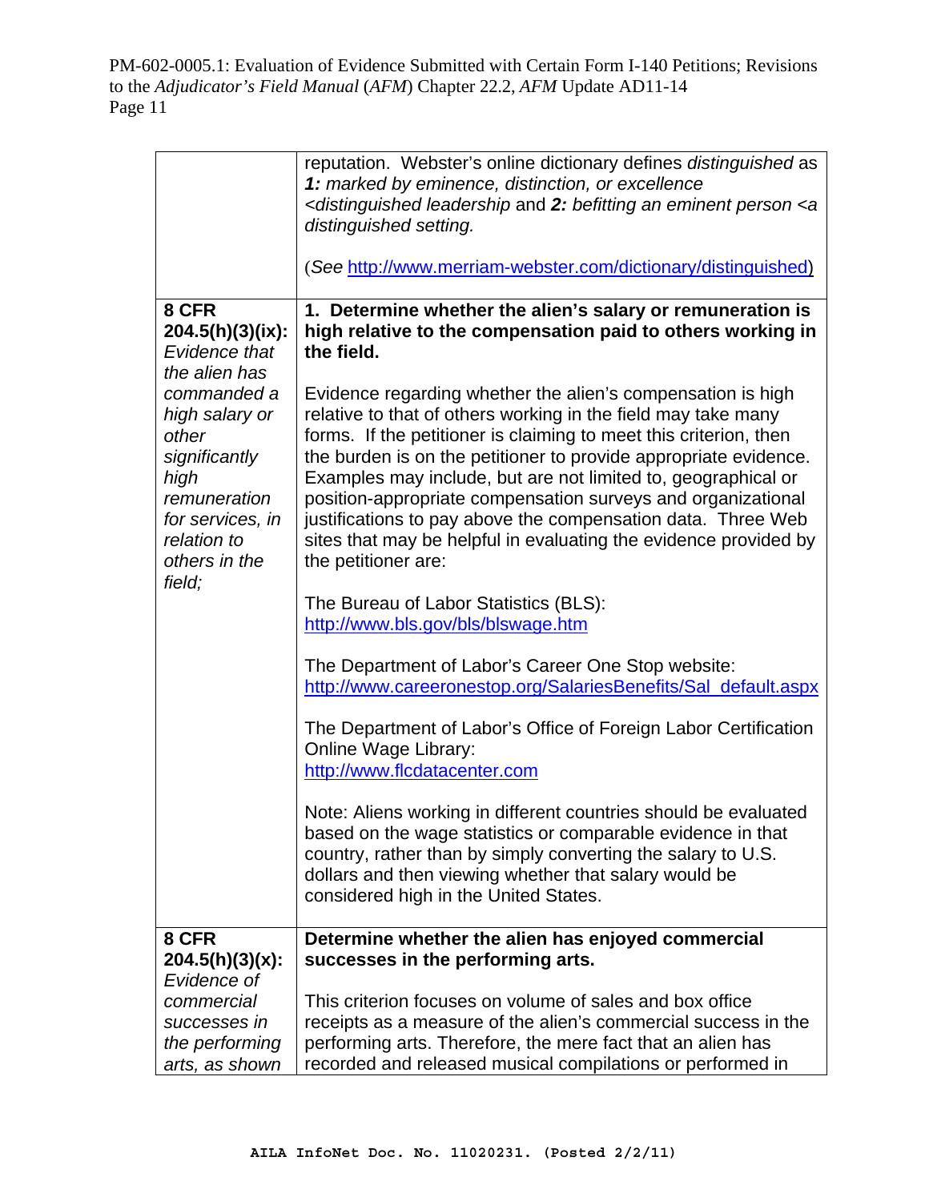| | |
|---|---|
| | reputation. Webster's online dictionary defines *distinguished* as ***1:*** *marked by eminence, distinction, or excellence <distinguished leadership* and ***2:*** *befitting an eminent person <a distinguished setting.*<br><br>(*See* http://www.merriam-webster.com/dictionary/distinguished) |
| **8 CFR 204.5(h)(3)(ix):** *Evidence that the alien has commanded a high salary or other significantly high remuneration for services, in relation to others in the field;* | **1. Determine whether the alien's salary or remuneration is high relative to the compensation paid to others working in the field.**<br><br>Evidence regarding whether the alien's compensation is high relative to that of others working in the field may take many forms. If the petitioner is claiming to meet this criterion, then the burden is on the petitioner to provide appropriate evidence. Examples may include, but are not limited to, geographical or position-appropriate compensation surveys and organizational justifications to pay above the compensation data. Three Web sites that may be helpful in evaluating the evidence provided by the petitioner are:<br><br>The Bureau of Labor Statistics (BLS): http://www.bls.gov/bls/blswage.htm<br><br>The Department of Labor's Career One Stop website: http://www.careeronestop.org/SalariesBenefits/Sal_default.aspx<br><br>The Department of Labor's Office of Foreign Labor Certification Online Wage Library: http://www.flcdatacenter.com<br><br>Note: Aliens working in different countries should be evaluated based on the wage statistics or comparable evidence in that country, rather than by simply converting the salary to U.S. dollars and then viewing whether that salary would be considered high in the United States. |
| **8 CFR 204.5(h)(3)(x):** *Evidence of commercial successes in the performing arts, as shown* | **Determine whether the alien has enjoyed commercial successes in the performing arts.**<br><br>This criterion focuses on volume of sales and box office receipts as a measure of the alien's commercial success in the performing arts. Therefore, the mere fact that an alien has recorded and released musical compilations or performed in |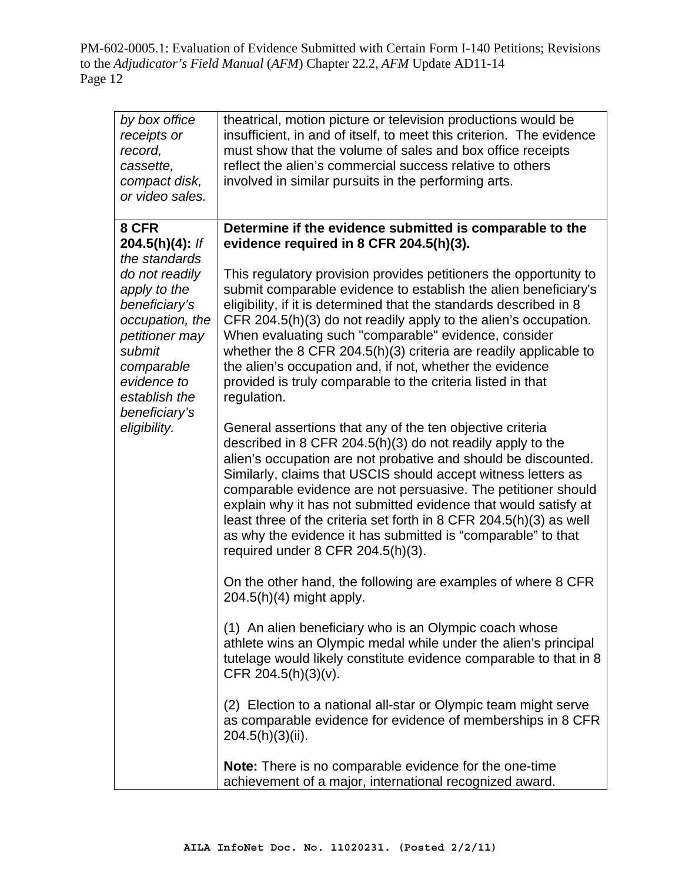| | |
|---|---|
| *by box office receipts or record, cassette, compact disk, or video sales.* | theatrical, motion picture or television productions would be insufficient, in and of itself, to meet this criterion. The evidence must show that the volume of sales and box office receipts reflect the alien's commercial success relative to others involved in similar pursuits in the performing arts. |
| **8 CFR 204.5(h)(4):** *If the standards do not readily apply to the beneficiary's occupation, the petitioner may submit comparable evidence to establish the beneficiary's eligibility.* | **Determine if the evidence submitted is comparable to the evidence required in 8 CFR 204.5(h)(3).**<br><br>This regulatory provision provides petitioners the opportunity to submit comparable evidence to establish the alien beneficiary's eligibility, if it is determined that the standards described in 8 CFR 204.5(h)(3) do not readily apply to the alien's occupation. When evaluating such "comparable" evidence, consider whether the 8 CFR 204.5(h)(3) criteria are readily applicable to the alien's occupation and, if not, whether the evidence provided is truly comparable to the criteria listed in that regulation.<br><br>General assertions that any of the ten objective criteria described in 8 CFR 204.5(h)(3) do not readily apply to the alien's occupation are not probative and should be discounted. Similarly, claims that USCIS should accept witness letters as comparable evidence are not persuasive. The petitioner should explain why it has not submitted evidence that would satisfy at least three of the criteria set forth in 8 CFR 204.5(h)(3) as well as why the evidence it has submitted is "comparable" to that required under 8 CFR 204.5(h)(3).<br><br>On the other hand, the following are examples of where 8 CFR 204.5(h)(4) might apply.<br><br>(1) An alien beneficiary who is an Olympic coach whose athlete wins an Olympic medal while under the alien's principal tutelage would likely constitute evidence comparable to that in 8 CFR 204.5(h)(3)(v).<br><br>(2) Election to a national all-star or Olympic team might serve as comparable evidence for evidence of memberships in 8 CFR 204.5(h)(3)(ii).<br><br>**Note:** There is no comparable evidence for the one-time achievement of a major, international recognized award. |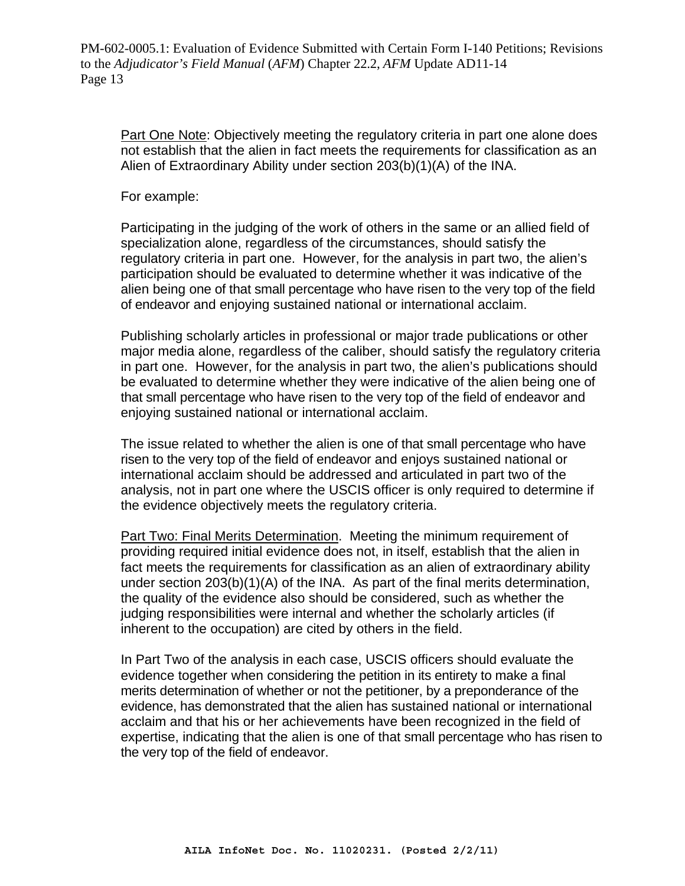Part One Note: Objectively meeting the regulatory criteria in part one alone does not establish that the alien in fact meets the requirements for classification as an Alien of Extraordinary Ability under section 203(b)(1)(A) of the INA.

For example:

Participating in the judging of the work of others in the same or an allied field of specialization alone, regardless of the circumstances, should satisfy the regulatory criteria in part one. However, for the analysis in part two, the alien's participation should be evaluated to determine whether it was indicative of the alien being one of that small percentage who have risen to the very top of the field of endeavor and enjoying sustained national or international acclaim.

Publishing scholarly articles in professional or major trade publications or other major media alone, regardless of the caliber, should satisfy the regulatory criteria in part one. However, for the analysis in part two, the alien's publications should be evaluated to determine whether they were indicative of the alien being one of that small percentage who have risen to the very top of the field of endeavor and enjoying sustained national or international acclaim.

The issue related to whether the alien is one of that small percentage who have risen to the very top of the field of endeavor and enjoys sustained national or international acclaim should be addressed and articulated in part two of the analysis, not in part one where the USCIS officer is only required to determine if the evidence objectively meets the regulatory criteria.

Part Two: Final Merits Determination. Meeting the minimum requirement of providing required initial evidence does not, in itself, establish that the alien in fact meets the requirements for classification as an alien of extraordinary ability under section 203(b)(1)(A) of the INA. As part of the final merits determination, the quality of the evidence also should be considered, such as whether the judging responsibilities were internal and whether the scholarly articles (if inherent to the occupation) are cited by others in the field.

In Part Two of the analysis in each case, USCIS officers should evaluate the evidence together when considering the petition in its entirety to make a final merits determination of whether or not the petitioner, by a preponderance of the evidence, has demonstrated that the alien has sustained national or international acclaim and that his or her achievements have been recognized in the field of expertise, indicating that the alien is one of that small percentage who has risen to the very top of the field of endeavor.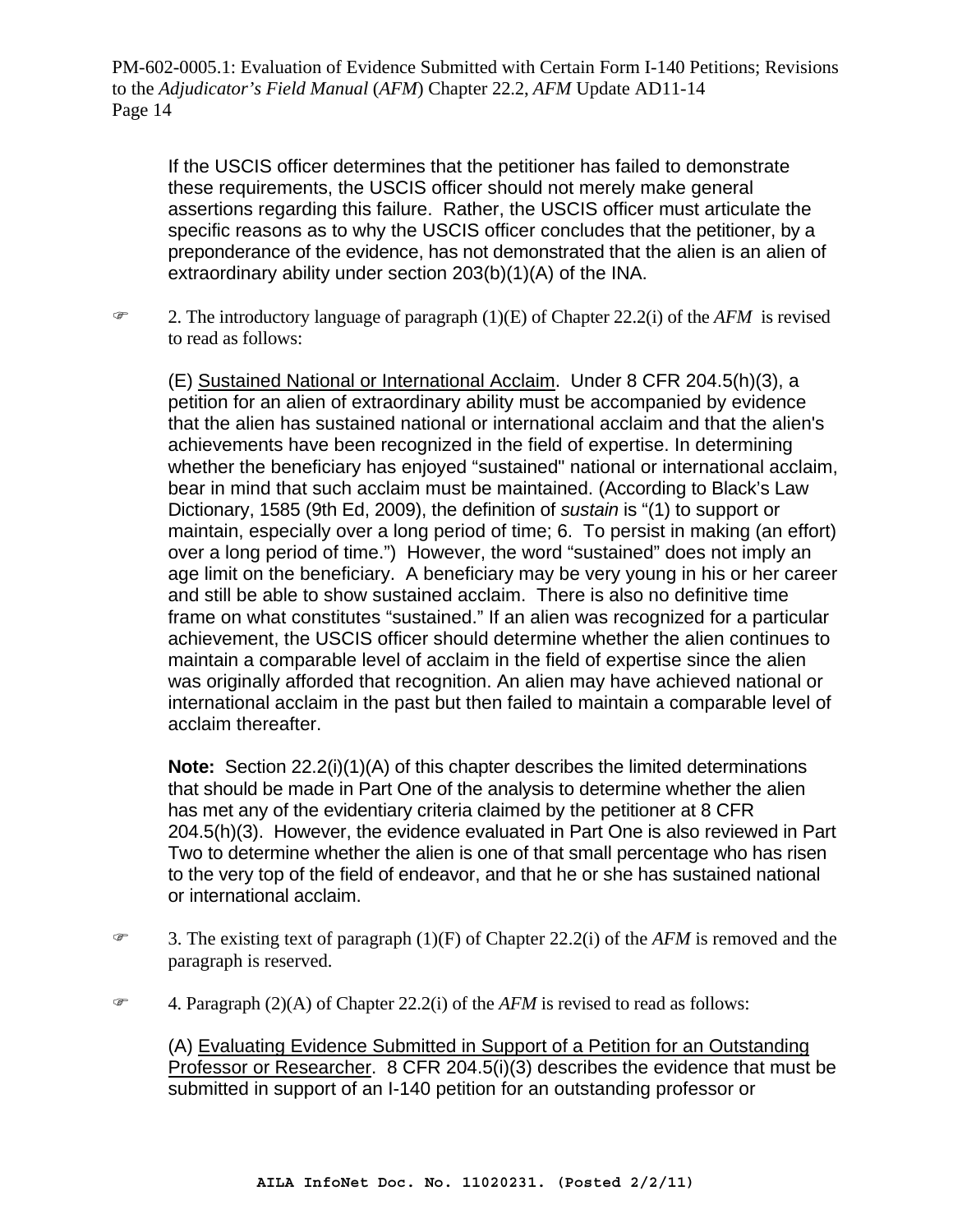If the USCIS officer determines that the petitioner has failed to demonstrate these requirements, the USCIS officer should not merely make general assertions regarding this failure. Rather, the USCIS officer must articulate the specific reasons as to why the USCIS officer concludes that the petitioner, by a preponderance of the evidence, has not demonstrated that the alien is an alien of extraordinary ability under section 203(b)(1)(A) of the INA.

☞ 2. The introductory language of paragraph (1)(E) of Chapter 22.2(i) of the *AFM* is revised to read as follows:

(E) Sustained National or International Acclaim. Under 8 CFR 204.5(h)(3), a petition for an alien of extraordinary ability must be accompanied by evidence that the alien has sustained national or international acclaim and that the alien's achievements have been recognized in the field of expertise. In determining whether the beneficiary has enjoyed "sustained" national or international acclaim, bear in mind that such acclaim must be maintained. (According to Black's Law Dictionary, 1585 (9th Ed, 2009), the definition of *sustain* is "(1) to support or maintain, especially over a long period of time; 6. To persist in making (an effort) over a long period of time.") However, the word "sustained" does not imply an age limit on the beneficiary. A beneficiary may be very young in his or her career and still be able to show sustained acclaim. There is also no definitive time frame on what constitutes "sustained." If an alien was recognized for a particular achievement, the USCIS officer should determine whether the alien continues to maintain a comparable level of acclaim in the field of expertise since the alien was originally afforded that recognition. An alien may have achieved national or international acclaim in the past but then failed to maintain a comparable level of acclaim thereafter.

**Note:** Section 22.2(i)(1)(A) of this chapter describes the limited determinations that should be made in Part One of the analysis to determine whether the alien has met any of the evidentiary criteria claimed by the petitioner at 8 CFR 204.5(h)(3). However, the evidence evaluated in Part One is also reviewed in Part Two to determine whether the alien is one of that small percentage who has risen to the very top of the field of endeavor, and that he or she has sustained national or international acclaim.

☞ 3. The existing text of paragraph (1)(F) of Chapter 22.2(i) of the *AFM* is removed and the paragraph is reserved.

☞ 4. Paragraph (2)(A) of Chapter 22.2(i) of the *AFM* is revised to read as follows:

(A) Evaluating Evidence Submitted in Support of a Petition for an Outstanding Professor or Researcher. 8 CFR 204.5(i)(3) describes the evidence that must be submitted in support of an I-140 petition for an outstanding professor or

AILA InfoNet Doc. No. 11020231. (Posted 2/2/11)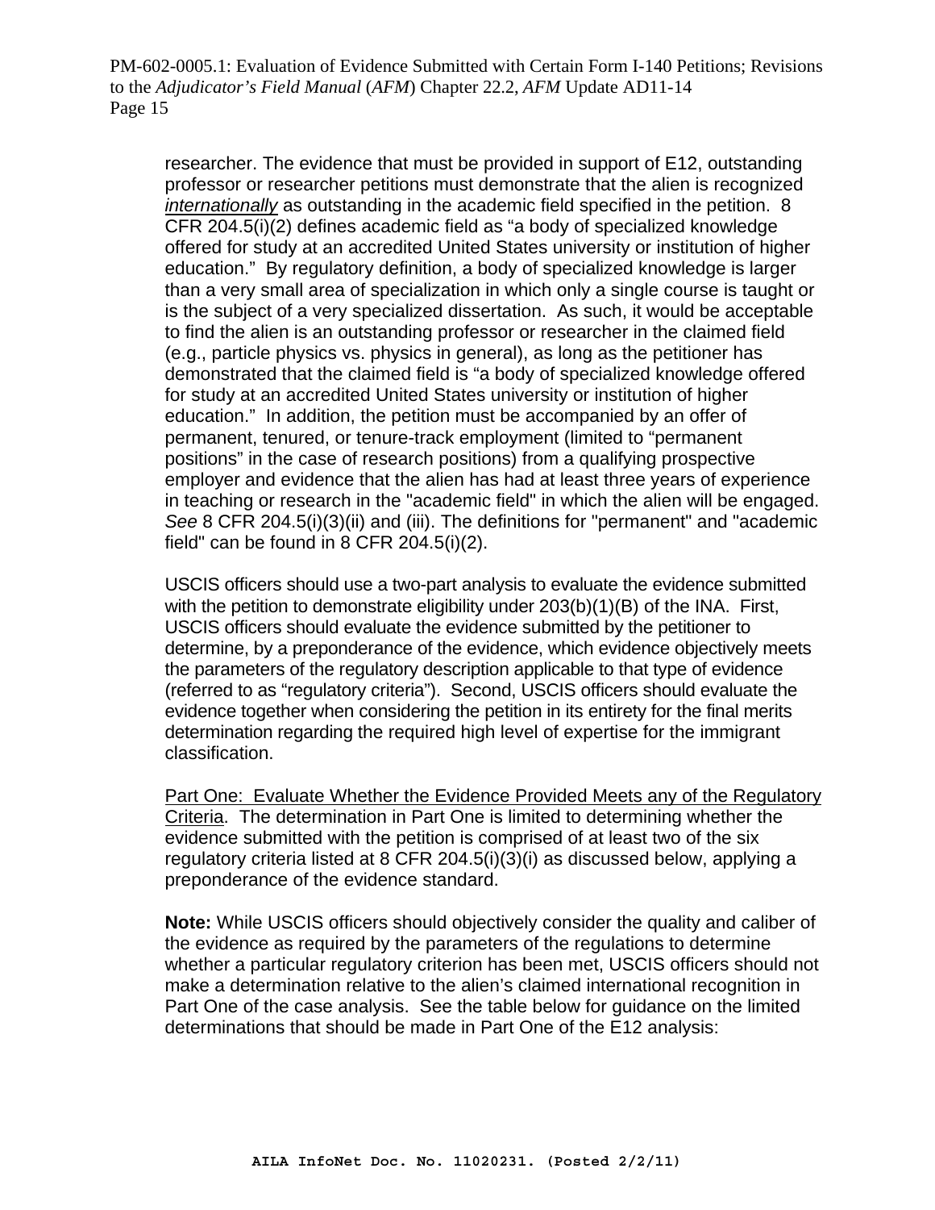researcher. The evidence that must be provided in support of E12, outstanding professor or researcher petitions must demonstrate that the alien is recognized *internationally* as outstanding in the academic field specified in the petition. 8 CFR 204.5(i)(2) defines academic field as "a body of specialized knowledge offered for study at an accredited United States university or institution of higher education." By regulatory definition, a body of specialized knowledge is larger than a very small area of specialization in which only a single course is taught or is the subject of a very specialized dissertation. As such, it would be acceptable to find the alien is an outstanding professor or researcher in the claimed field (e.g., particle physics vs. physics in general), as long as the petitioner has demonstrated that the claimed field is "a body of specialized knowledge offered for study at an accredited United States university or institution of higher education." In addition, the petition must be accompanied by an offer of permanent, tenured, or tenure-track employment (limited to "permanent positions" in the case of research positions) from a qualifying prospective employer and evidence that the alien has had at least three years of experience in teaching or research in the "academic field" in which the alien will be engaged. *See* 8 CFR 204.5(i)(3)(ii) and (iii). The definitions for "permanent" and "academic field" can be found in 8 CFR 204.5(i)(2).

USCIS officers should use a two-part analysis to evaluate the evidence submitted with the petition to demonstrate eligibility under 203(b)(1)(B) of the INA. First, USCIS officers should evaluate the evidence submitted by the petitioner to determine, by a preponderance of the evidence, which evidence objectively meets the parameters of the regulatory description applicable to that type of evidence (referred to as "regulatory criteria"). Second, USCIS officers should evaluate the evidence together when considering the petition in its entirety for the final merits determination regarding the required high level of expertise for the immigrant classification.

Part One: Evaluate Whether the Evidence Provided Meets any of the Regulatory Criteria. The determination in Part One is limited to determining whether the evidence submitted with the petition is comprised of at least two of the six regulatory criteria listed at 8 CFR 204.5(i)(3)(i) as discussed below, applying a preponderance of the evidence standard.

**Note:** While USCIS officers should objectively consider the quality and caliber of the evidence as required by the parameters of the regulations to determine whether a particular regulatory criterion has been met, USCIS officers should not make a determination relative to the alien's claimed international recognition in Part One of the case analysis. See the table below for guidance on the limited determinations that should be made in Part One of the E12 analysis: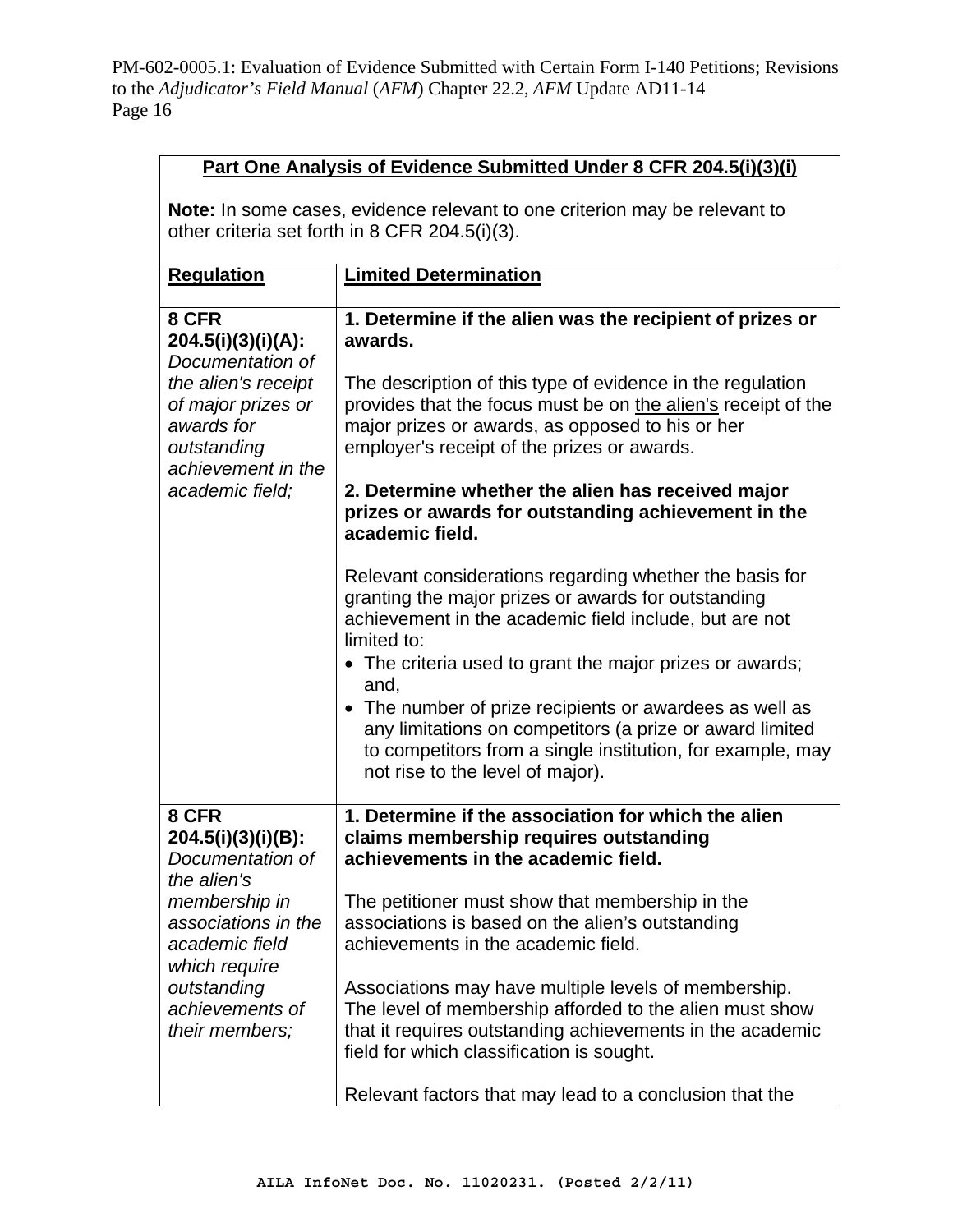**Part One Analysis of Evidence Submitted Under 8 CFR 204.5(i)(3)(i)**

**Note:** In some cases, evidence relevant to one criterion may be relevant to other criteria set forth in 8 CFR 204.5(i)(3).

| **Regulation** | **Limited Determination** |
|---|---|
| **8 CFR 204.5(i)(3)(i)(A):** *Documentation of the alien's receipt of major prizes or awards for outstanding achievement in the academic field;* | **1. Determine if the alien was the recipient of prizes or awards.**<br><br>The description of this type of evidence in the regulation provides that the focus must be on the alien's receipt of the major prizes or awards, as opposed to his or her employer's receipt of the prizes or awards.<br><br>**2. Determine whether the alien has received major prizes or awards for outstanding achievement in the academic field.**<br><br>Relevant considerations regarding whether the basis for granting the major prizes or awards for outstanding achievement in the academic field include, but are not limited to:<br>• The criteria used to grant the major prizes or awards; and,<br>• The number of prize recipients or awardees as well as any limitations on competitors (a prize or award limited to competitors from a single institution, for example, may not rise to the level of major). |
| **8 CFR 204.5(i)(3)(i)(B):** *Documentation of the alien's membership in associations in the academic field which require outstanding achievements of their members;* | **1. Determine if the association for which the alien claims membership requires outstanding achievements in the academic field.**<br><br>The petitioner must show that membership in the associations is based on the alien's outstanding achievements in the academic field.<br><br>Associations may have multiple levels of membership. The level of membership afforded to the alien must show that it requires outstanding achievements in the academic field for which classification is sought.<br><br>Relevant factors that may lead to a conclusion that the |

AILA InfoNet Doc. No. 11020231. (Posted 2/2/11)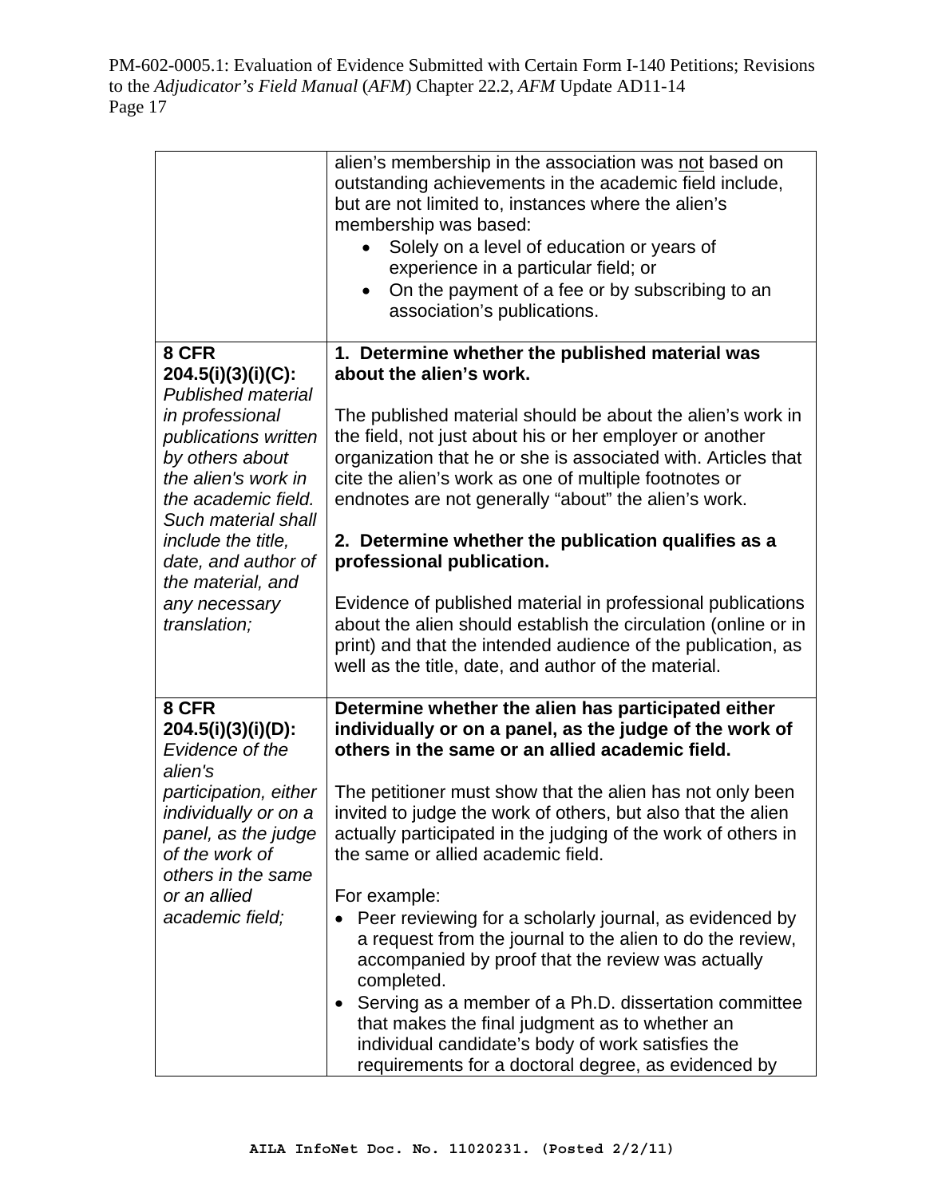| | |
|---|---|
| | alien's membership in the association was <u>not</u> based on outstanding achievements in the academic field include, but are not limited to, instances where the alien's membership was based:<br>• Solely on a level of education or years of experience in a particular field; or<br>• On the payment of a fee or by subscribing to an association's publications. |
| **8 CFR 204.5(i)(3)(i)(C):** *Published material in professional publications written by others about the alien's work in the academic field. Such material shall include the title, date, and author of the material, and any necessary translation;* | **1. Determine whether the published material was about the alien's work.**<br><br>The published material should be about the alien's work in the field, not just about his or her employer or another organization that he or she is associated with. Articles that cite the alien's work as one of multiple footnotes or endnotes are not generally "about" the alien's work.<br><br>**2. Determine whether the publication qualifies as a professional publication.**<br><br>Evidence of published material in professional publications about the alien should establish the circulation (online or in print) and that the intended audience of the publication, as well as the title, date, and author of the material. |
| **8 CFR 204.5(i)(3)(i)(D):** *Evidence of the alien's participation, either individually or on a panel, as the judge of the work of others in the same or an allied academic field;* | **Determine whether the alien has participated either individually or on a panel, as the judge of the work of others in the same or an allied academic field.**<br><br>The petitioner must show that the alien has not only been invited to judge the work of others, but also that the alien actually participated in the judging of the work of others in the same or allied academic field.<br><br>For example:<br>• Peer reviewing for a scholarly journal, as evidenced by a request from the journal to the alien to do the review, accompanied by proof that the review was actually completed.<br>• Serving as a member of a Ph.D. dissertation committee that makes the final judgment as to whether an individual candidate's body of work satisfies the requirements for a doctoral degree, as evidenced by |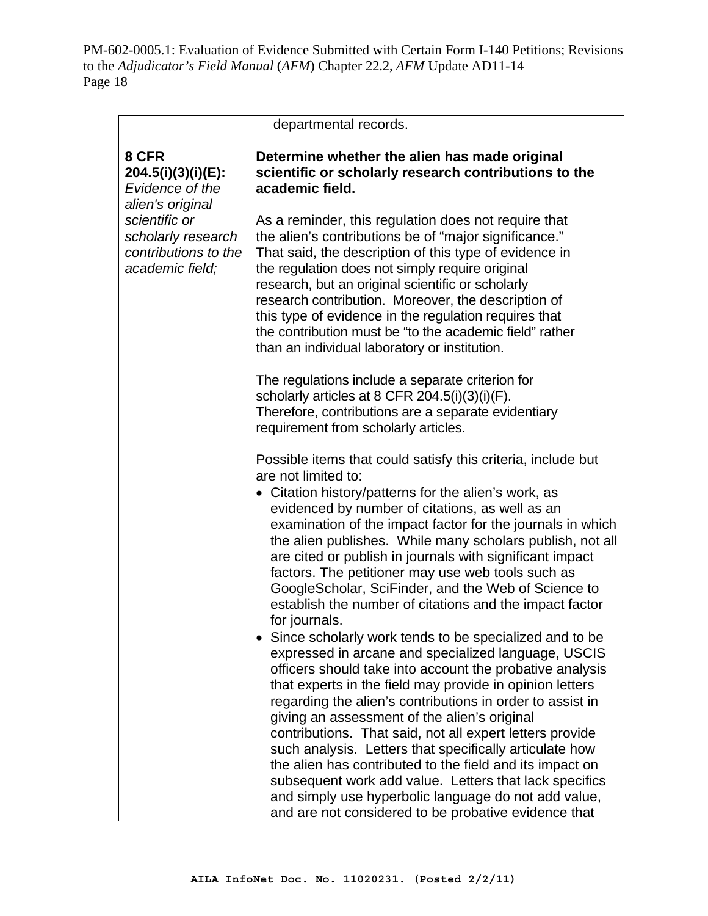| | |
|---|---|
| | departmental records. |
| **8 CFR 204.5(i)(3)(i)(E):** *Evidence of the alien's original scientific or scholarly research contributions to the academic field;* | **Determine whether the alien has made original scientific or scholarly research contributions to the academic field.**<br><br>As a reminder, this regulation does not require that the alien's contributions be of "major significance." That said, the description of this type of evidence in the regulation does not simply require original research, but an original scientific or scholarly research contribution. Moreover, the description of this type of evidence in the regulation requires that the contribution must be "to the academic field" rather than an individual laboratory or institution.<br><br>The regulations include a separate criterion for scholarly articles at 8 CFR 204.5(i)(3)(i)(F). Therefore, contributions are a separate evidentiary requirement from scholarly articles.<br><br>Possible items that could satisfy this criteria, include but are not limited to:<br>• Citation history/patterns for the alien's work, as evidenced by number of citations, as well as an examination of the impact factor for the journals in which the alien publishes. While many scholars publish, not all are cited or publish in journals with significant impact factors. The petitioner may use web tools such as GoogleScholar, SciFinder, and the Web of Science to establish the number of citations and the impact factor for journals.<br>• Since scholarly work tends to be specialized and to be expressed in arcane and specialized language, USCIS officers should take into account the probative analysis that experts in the field may provide in opinion letters regarding the alien's contributions in order to assist in giving an assessment of the alien's original contributions. That said, not all expert letters provide such analysis. Letters that specifically articulate how the alien has contributed to the field and its impact on subsequent work add value. Letters that lack specifics and simply use hyperbolic language do not add value, and are not considered to be probative evidence that |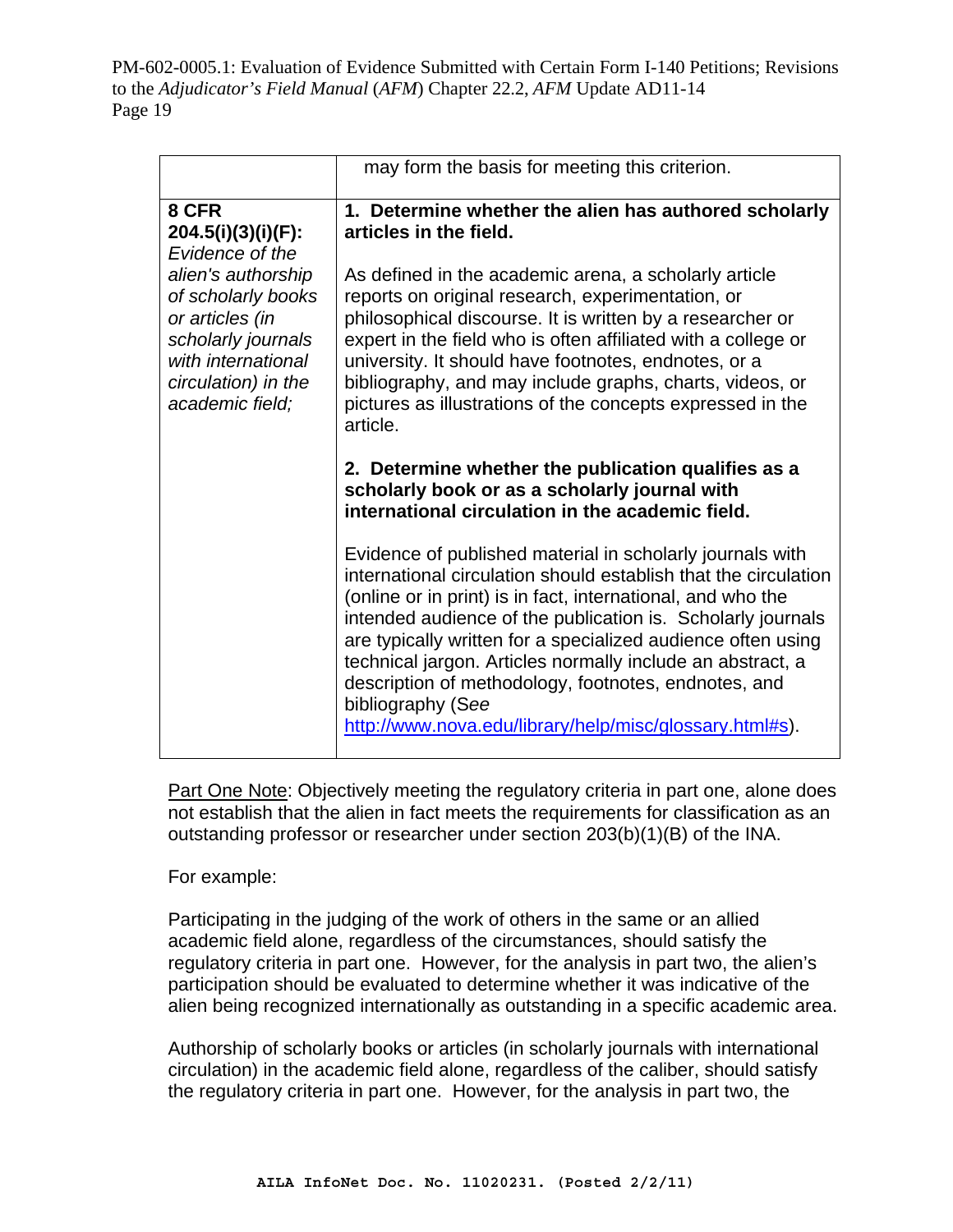| | |
|---|---|
| | may form the basis for meeting this criterion. |
| **8 CFR 204.5(i)(3)(i)(F):** *Evidence of the alien's authorship of scholarly books or articles (in scholarly journals with international circulation) in the academic field;* | **1. Determine whether the alien has authored scholarly articles in the field.**<br><br>As defined in the academic arena, a scholarly article reports on original research, experimentation, or philosophical discourse. It is written by a researcher or expert in the field who is often affiliated with a college or university. It should have footnotes, endnotes, or a bibliography, and may include graphs, charts, videos, or pictures as illustrations of the concepts expressed in the article.<br><br>**2. Determine whether the publication qualifies as a scholarly book or as a scholarly journal with international circulation in the academic field.**<br><br>Evidence of published material in scholarly journals with international circulation should establish that the circulation (online or in print) is in fact, international, and who the intended audience of the publication is. Scholarly journals are typically written for a specialized audience often using technical jargon. Articles normally include an abstract, a description of methodology, footnotes, endnotes, and bibliography (*See* http://www.nova.edu/library/help/misc/glossary.html#s). |

Part One Note: Objectively meeting the regulatory criteria in part one, alone does not establish that the alien in fact meets the requirements for classification as an outstanding professor or researcher under section 203(b)(1)(B) of the INA.

For example:

Participating in the judging of the work of others in the same or an allied academic field alone, regardless of the circumstances, should satisfy the regulatory criteria in part one. However, for the analysis in part two, the alien's participation should be evaluated to determine whether it was indicative of the alien being recognized internationally as outstanding in a specific academic area.

Authorship of scholarly books or articles (in scholarly journals with international circulation) in the academic field alone, regardless of the caliber, should satisfy the regulatory criteria in part one. However, for the analysis in part two, the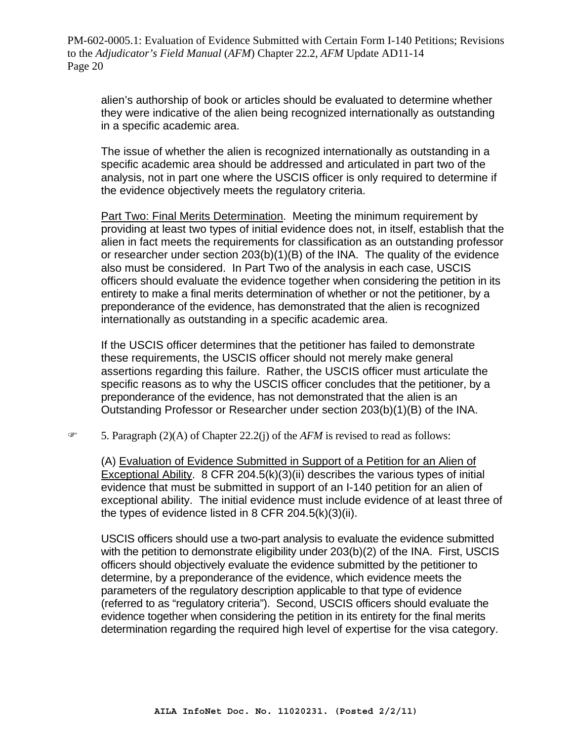alien's authorship of book or articles should be evaluated to determine whether they were indicative of the alien being recognized internationally as outstanding in a specific academic area.

The issue of whether the alien is recognized internationally as outstanding in a specific academic area should be addressed and articulated in part two of the analysis, not in part one where the USCIS officer is only required to determine if the evidence objectively meets the regulatory criteria.

Part Two: Final Merits Determination. Meeting the minimum requirement by providing at least two types of initial evidence does not, in itself, establish that the alien in fact meets the requirements for classification as an outstanding professor or researcher under section 203(b)(1)(B) of the INA. The quality of the evidence also must be considered. In Part Two of the analysis in each case, USCIS officers should evaluate the evidence together when considering the petition in its entirety to make a final merits determination of whether or not the petitioner, by a preponderance of the evidence, has demonstrated that the alien is recognized internationally as outstanding in a specific academic area.

If the USCIS officer determines that the petitioner has failed to demonstrate these requirements, the USCIS officer should not merely make general assertions regarding this failure. Rather, the USCIS officer must articulate the specific reasons as to why the USCIS officer concludes that the petitioner, by a preponderance of the evidence, has not demonstrated that the alien is an Outstanding Professor or Researcher under section 203(b)(1)(B) of the INA.

☞ 5. Paragraph (2)(A) of Chapter 22.2(j) of the *AFM* is revised to read as follows:

(A) Evaluation of Evidence Submitted in Support of a Petition for an Alien of Exceptional Ability. 8 CFR 204.5(k)(3)(ii) describes the various types of initial evidence that must be submitted in support of an I-140 petition for an alien of exceptional ability. The initial evidence must include evidence of at least three of the types of evidence listed in 8 CFR 204.5(k)(3)(ii).

USCIS officers should use a two-part analysis to evaluate the evidence submitted with the petition to demonstrate eligibility under 203(b)(2) of the INA. First, USCIS officers should objectively evaluate the evidence submitted by the petitioner to determine, by a preponderance of the evidence, which evidence meets the parameters of the regulatory description applicable to that type of evidence (referred to as "regulatory criteria"). Second, USCIS officers should evaluate the evidence together when considering the petition in its entirety for the final merits determination regarding the required high level of expertise for the visa category.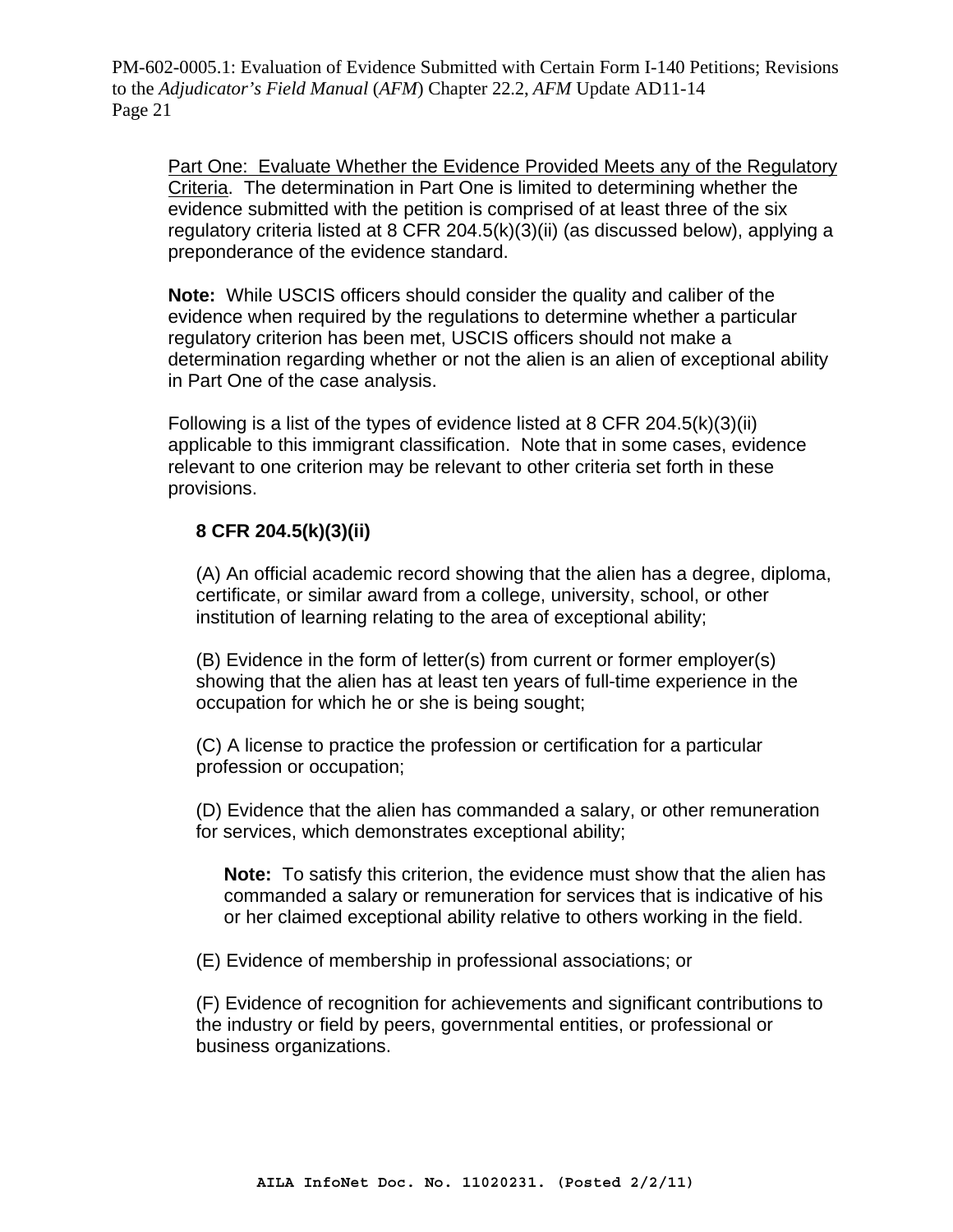Part One: Evaluate Whether the Evidence Provided Meets any of the Regulatory Criteria. The determination in Part One is limited to determining whether the evidence submitted with the petition is comprised of at least three of the six regulatory criteria listed at 8 CFR 204.5(k)(3)(ii) (as discussed below), applying a preponderance of the evidence standard.

**Note:** While USCIS officers should consider the quality and caliber of the evidence when required by the regulations to determine whether a particular regulatory criterion has been met, USCIS officers should not make a determination regarding whether or not the alien is an alien of exceptional ability in Part One of the case analysis.

Following is a list of the types of evidence listed at 8 CFR 204.5(k)(3)(ii) applicable to this immigrant classification. Note that in some cases, evidence relevant to one criterion may be relevant to other criteria set forth in these provisions.

**8 CFR 204.5(k)(3)(ii)**

(A) An official academic record showing that the alien has a degree, diploma, certificate, or similar award from a college, university, school, or other institution of learning relating to the area of exceptional ability;

(B) Evidence in the form of letter(s) from current or former employer(s) showing that the alien has at least ten years of full-time experience in the occupation for which he or she is being sought;

(C) A license to practice the profession or certification for a particular profession or occupation;

(D) Evidence that the alien has commanded a salary, or other remuneration for services, which demonstrates exceptional ability;

> **Note:** To satisfy this criterion, the evidence must show that the alien has commanded a salary or remuneration for services that is indicative of his or her claimed exceptional ability relative to others working in the field.

(E) Evidence of membership in professional associations; or

(F) Evidence of recognition for achievements and significant contributions to the industry or field by peers, governmental entities, or professional or business organizations.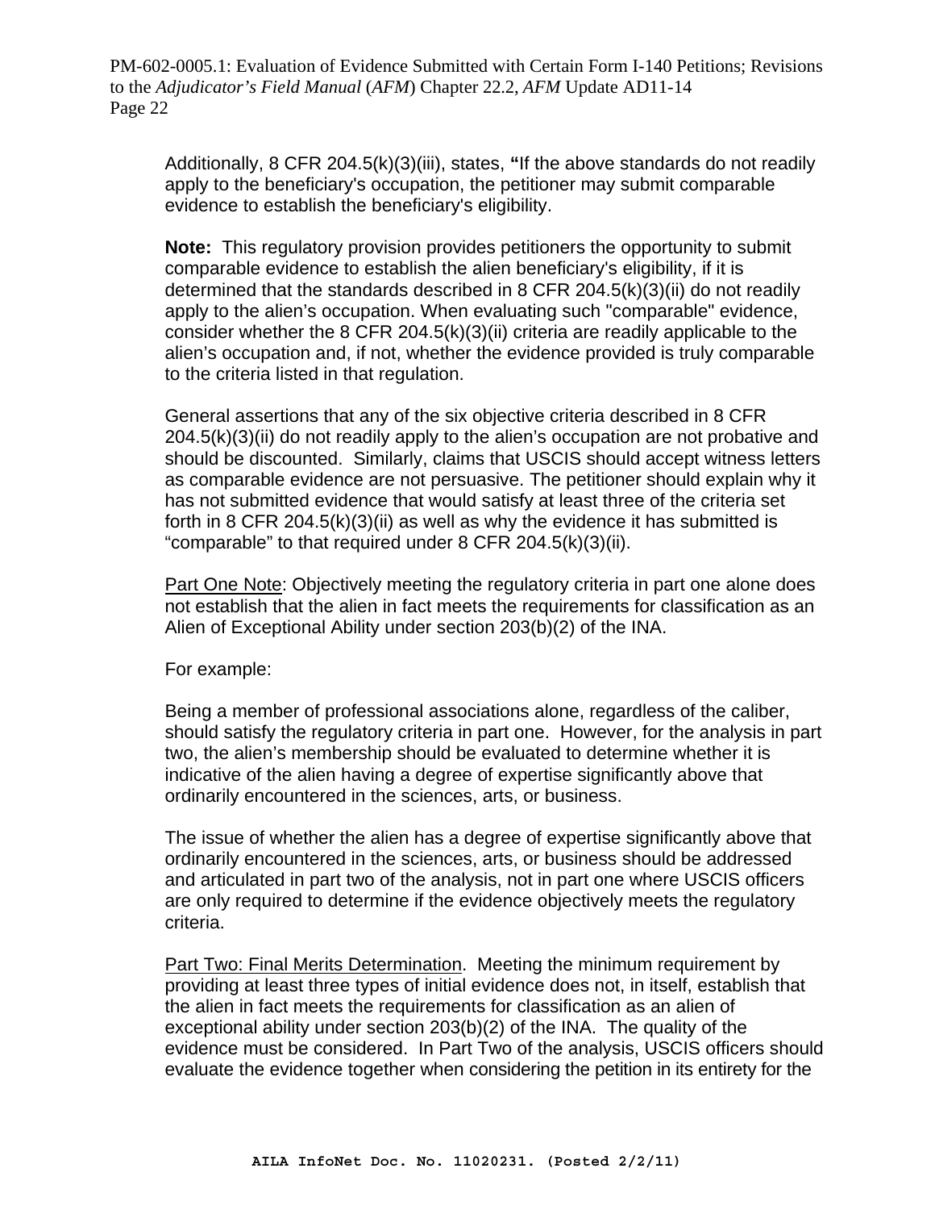Additionally, 8 CFR 204.5(k)(3)(iii), states, **"**If the above standards do not readily apply to the beneficiary's occupation, the petitioner may submit comparable evidence to establish the beneficiary's eligibility.

**Note:** This regulatory provision provides petitioners the opportunity to submit comparable evidence to establish the alien beneficiary's eligibility, if it is determined that the standards described in 8 CFR 204.5(k)(3)(ii) do not readily apply to the alien's occupation. When evaluating such "comparable" evidence, consider whether the 8 CFR 204.5(k)(3)(ii) criteria are readily applicable to the alien's occupation and, if not, whether the evidence provided is truly comparable to the criteria listed in that regulation.

General assertions that any of the six objective criteria described in 8 CFR 204.5(k)(3)(ii) do not readily apply to the alien's occupation are not probative and should be discounted. Similarly, claims that USCIS should accept witness letters as comparable evidence are not persuasive. The petitioner should explain why it has not submitted evidence that would satisfy at least three of the criteria set forth in 8 CFR 204.5(k)(3)(ii) as well as why the evidence it has submitted is "comparable" to that required under 8 CFR 204.5(k)(3)(ii).

Part One Note: Objectively meeting the regulatory criteria in part one alone does not establish that the alien in fact meets the requirements for classification as an Alien of Exceptional Ability under section 203(b)(2) of the INA.

For example:

Being a member of professional associations alone, regardless of the caliber, should satisfy the regulatory criteria in part one. However, for the analysis in part two, the alien's membership should be evaluated to determine whether it is indicative of the alien having a degree of expertise significantly above that ordinarily encountered in the sciences, arts, or business.

The issue of whether the alien has a degree of expertise significantly above that ordinarily encountered in the sciences, arts, or business should be addressed and articulated in part two of the analysis, not in part one where USCIS officers are only required to determine if the evidence objectively meets the regulatory criteria.

Part Two: Final Merits Determination. Meeting the minimum requirement by providing at least three types of initial evidence does not, in itself, establish that the alien in fact meets the requirements for classification as an alien of exceptional ability under section 203(b)(2) of the INA. The quality of the evidence must be considered. In Part Two of the analysis, USCIS officers should evaluate the evidence together when considering the petition in its entirety for the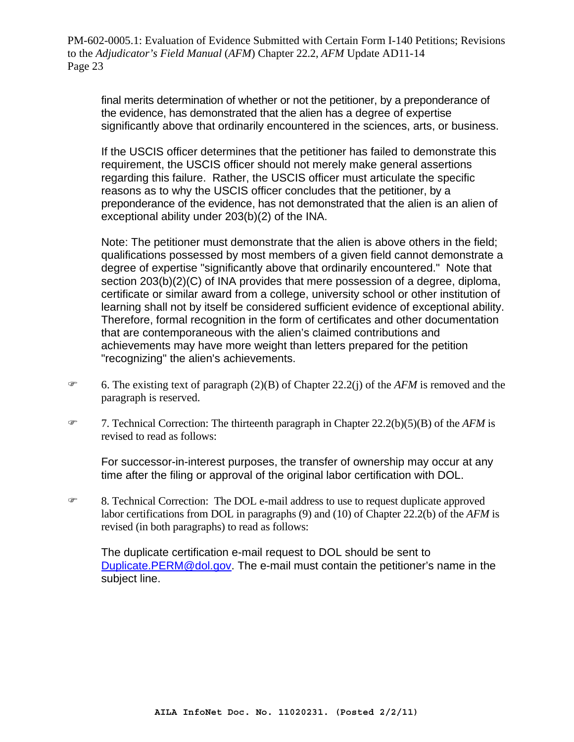final merits determination of whether or not the petitioner, by a preponderance of the evidence, has demonstrated that the alien has a degree of expertise significantly above that ordinarily encountered in the sciences, arts, or business.

If the USCIS officer determines that the petitioner has failed to demonstrate this requirement, the USCIS officer should not merely make general assertions regarding this failure. Rather, the USCIS officer must articulate the specific reasons as to why the USCIS officer concludes that the petitioner, by a preponderance of the evidence, has not demonstrated that the alien is an alien of exceptional ability under 203(b)(2) of the INA.

Note: The petitioner must demonstrate that the alien is above others in the field; qualifications possessed by most members of a given field cannot demonstrate a degree of expertise "significantly above that ordinarily encountered." Note that section 203(b)(2)(C) of INA provides that mere possession of a degree, diploma, certificate or similar award from a college, university school or other institution of learning shall not by itself be considered sufficient evidence of exceptional ability. Therefore, formal recognition in the form of certificates and other documentation that are contemporaneous with the alien's claimed contributions and achievements may have more weight than letters prepared for the petition "recognizing" the alien's achievements.

☞ 6. The existing text of paragraph (2)(B) of Chapter 22.2(j) of the *AFM* is removed and the paragraph is reserved.

☞ 7. Technical Correction: The thirteenth paragraph in Chapter 22.2(b)(5)(B) of the *AFM* is revised to read as follows:

For successor-in-interest purposes, the transfer of ownership may occur at any time after the filing or approval of the original labor certification with DOL.

☞ 8. Technical Correction: The DOL e-mail address to use to request duplicate approved labor certifications from DOL in paragraphs (9) and (10) of Chapter 22.2(b) of the *AFM* is revised (in both paragraphs) to read as follows:

The duplicate certification e-mail request to DOL should be sent to Duplicate.PERM@dol.gov. The e-mail must contain the petitioner's name in the subject line.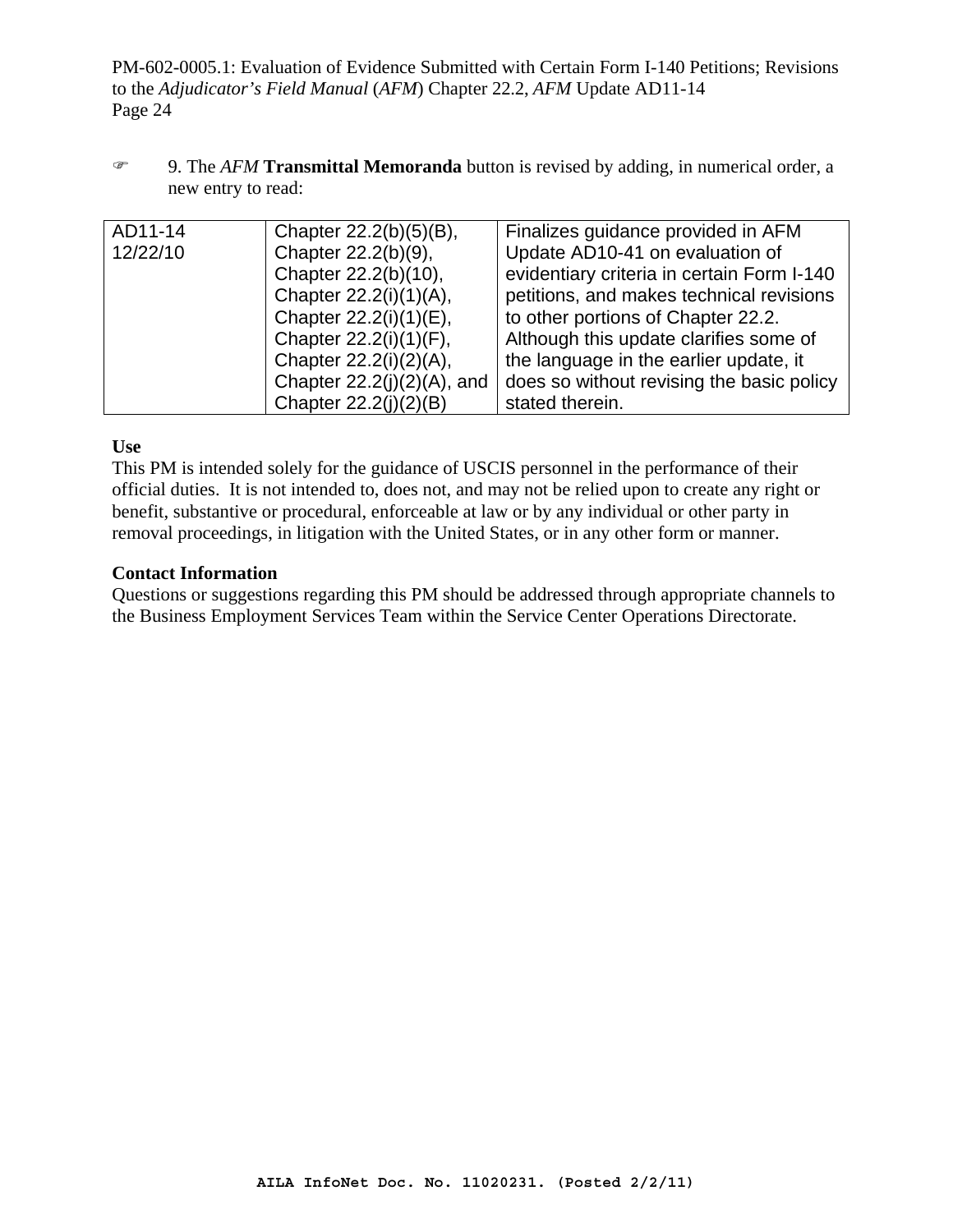☞ 9. The *AFM* **Transmittal Memoranda** button is revised by adding, in numerical order, a new entry to read:

| | | |
|---|---|---|
| AD11-14 12/22/10 | Chapter 22.2(b)(5)(B), Chapter 22.2(b)(9), Chapter 22.2(b)(10), Chapter 22.2(i)(1)(A), Chapter 22.2(i)(1)(E), Chapter 22.2(i)(1)(F), Chapter 22.2(i)(2)(A), Chapter 22.2(j)(2)(A), and Chapter 22.2(j)(2)(B) | Finalizes guidance provided in AFM Update AD10-41 on evaluation of evidentiary criteria in certain Form I-140 petitions, and makes technical revisions to other portions of Chapter 22.2. Although this update clarifies some of the language in the earlier update, it does so without revising the basic policy stated therein. |

**Use**

This PM is intended solely for the guidance of USCIS personnel in the performance of their official duties. It is not intended to, does not, and may not be relied upon to create any right or benefit, substantive or procedural, enforceable at law or by any individual or other party in removal proceedings, in litigation with the United States, or in any other form or manner.

**Contact Information**

Questions or suggestions regarding this PM should be addressed through appropriate channels to the Business Employment Services Team within the Service Center Operations Directorate.